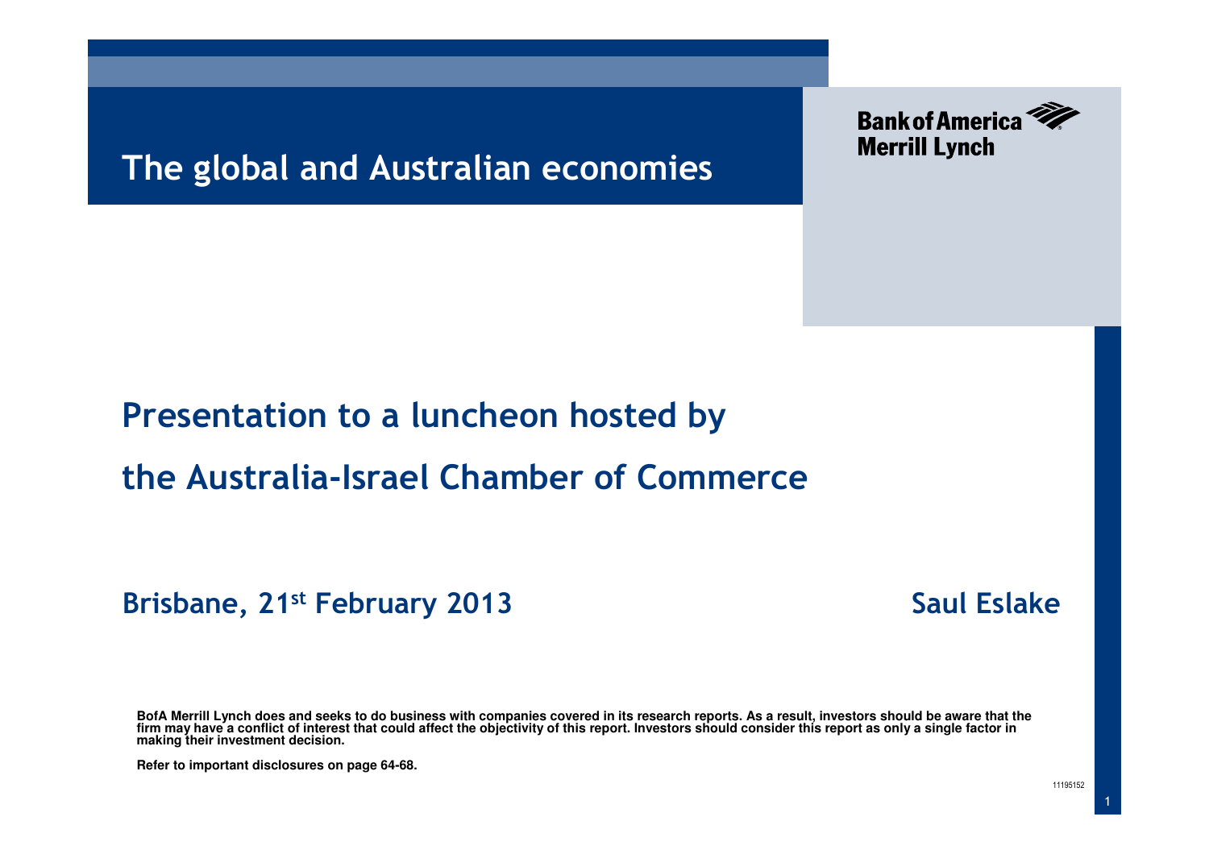# The global and australian economies

Bank of America Merrill Lynch

## Presentation to a luncheon hosted by the Australia-Israel Chamber of Commerce

**Brisbane, 21st February 2013**

**Saul Eslake**

**BofA Merrill Lynch does and seeks to do business with companies covered in its research reports. As a result, investors should be aware that the firm may have a conflict of interest that could affect the objectivity of this report. Investors should consider this report as only a single factor in making their investment decision.**

**Refer to important disclosures on page 64-68.**

11195152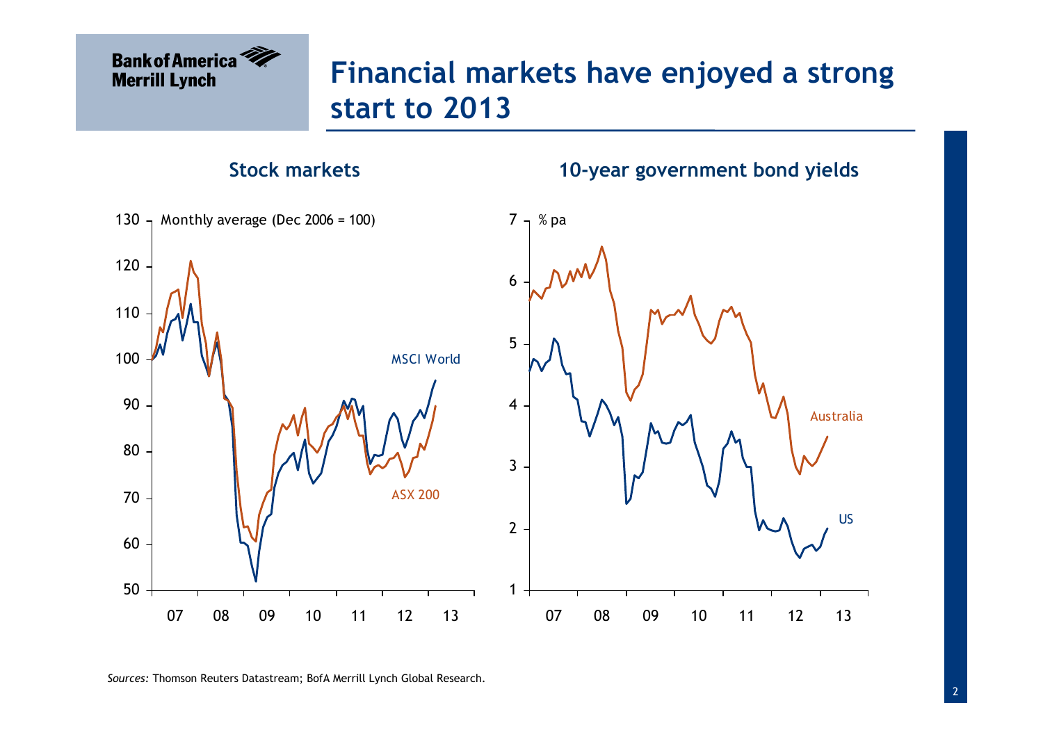# Financial markets have enjoyed a strong start to 2013

## Stock markets

Monthly average (Dec 2006 = 100)

MSCI World

ASX 200

## 10-year government bond yields

% pa

Australia

US

*Sources:* Thomson Reuters Datastream; BofA Merrill Lynch Global Research.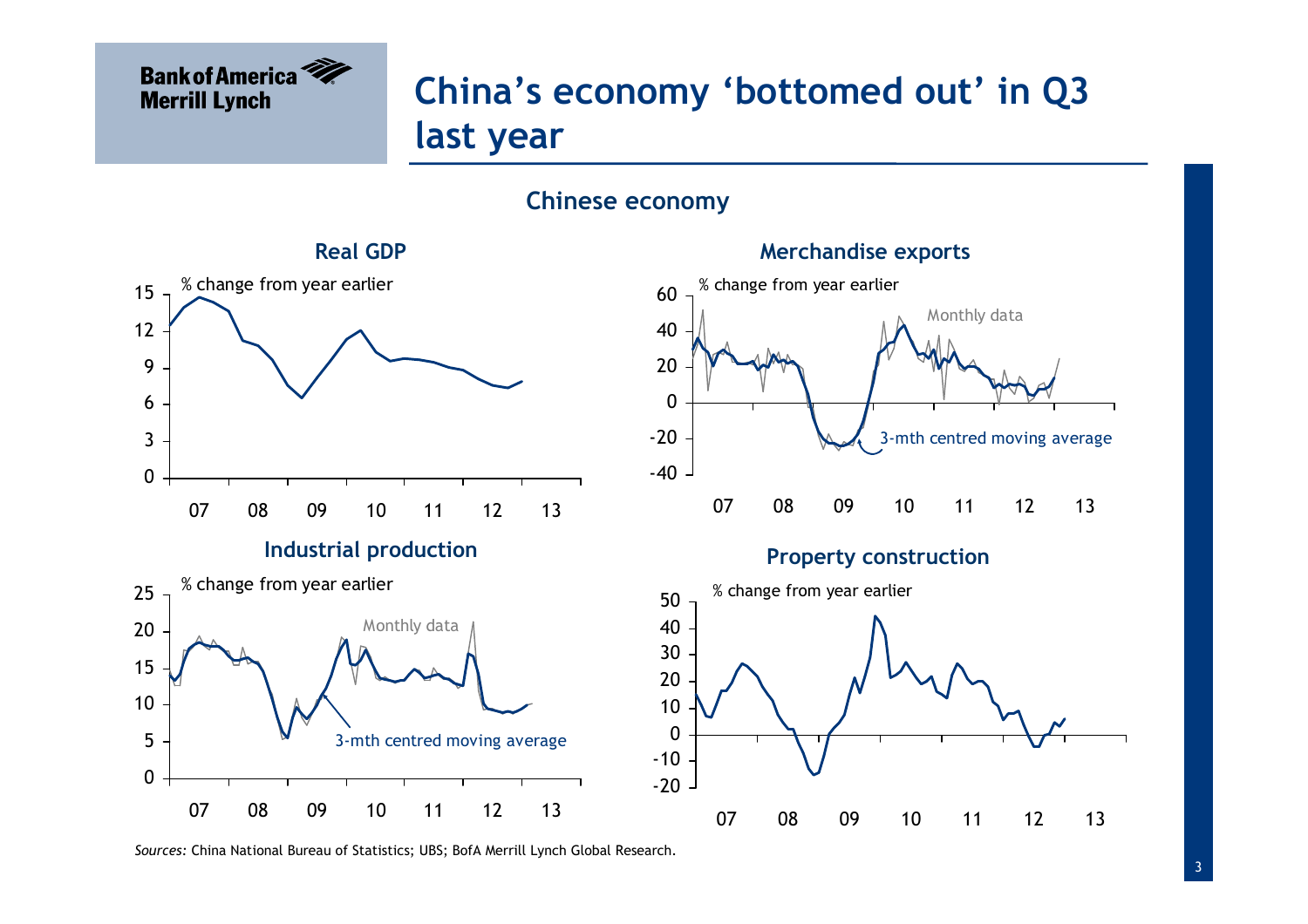# China's economy 'bottomed out' in Q3 last year

## Chinese economy

### Real GDP

% change from year earlier

### Merchandise exports

% change from year earlier

Monthly data

3-mth centred moving average

### Industrial production

% change from year earlier

Monthly data

3-mth centred moving average

### Property construction

% change from year earlier

*Sources:* China National Bureau of Statistics; UBS; BofA Merrill Lynch Global Research.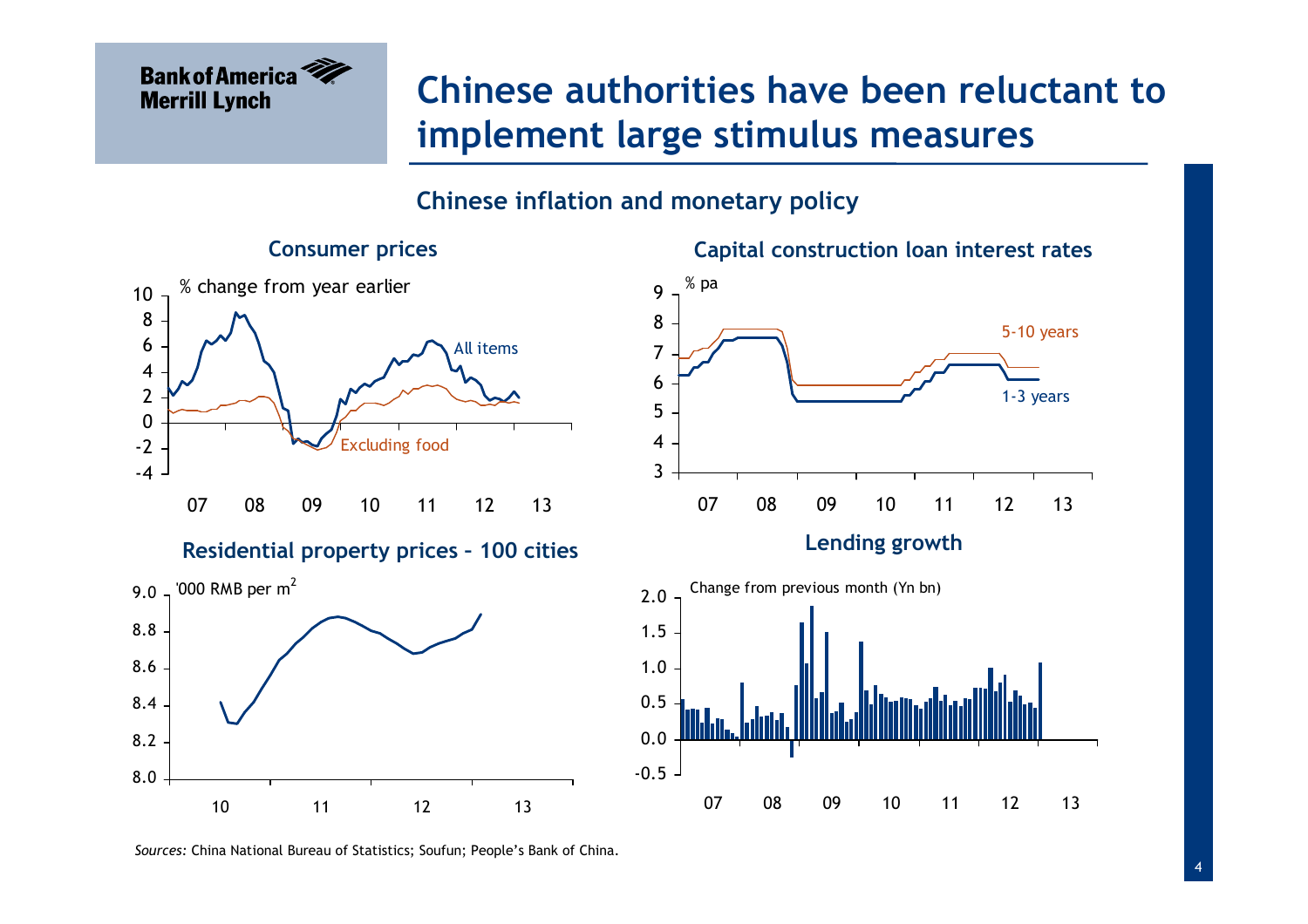# Chinese authorities have been reluctant to implement large stimulus measures

## Chinese inflation and monetary policy

### Consumer prices

% change from year earlier

All items

Excluding food

### Capital construction loan interest rates

% pa

5-10 years

1-3 years

### Residential property prices – 100 cities

'000 RMB per $m^2$

### Lending growth

Change from previous month (Yn bn)

*Sources:* China National Bureau of Statistics; Soufun; People's Bank of China.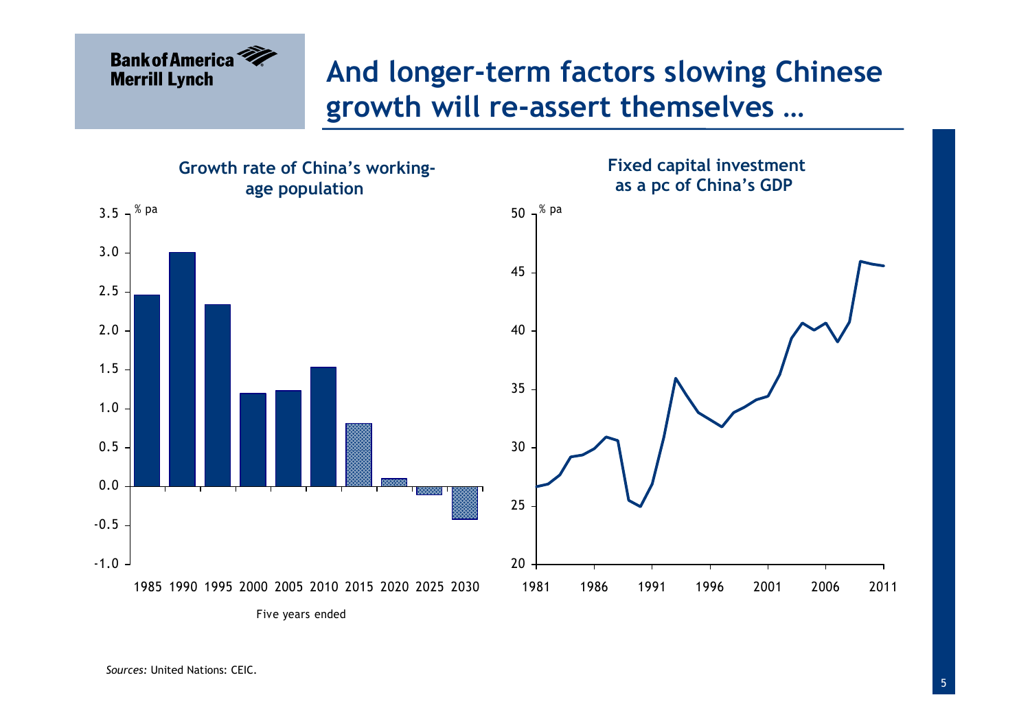# And longer-term factors slowing Chinese growth will re-assert themselves …

**Growth rate of China's working-age population**

% pa

Five years ended

**Fixed capital investment as a pc of China's GDP**

% pa

*Sources:* United Nations: CEIC.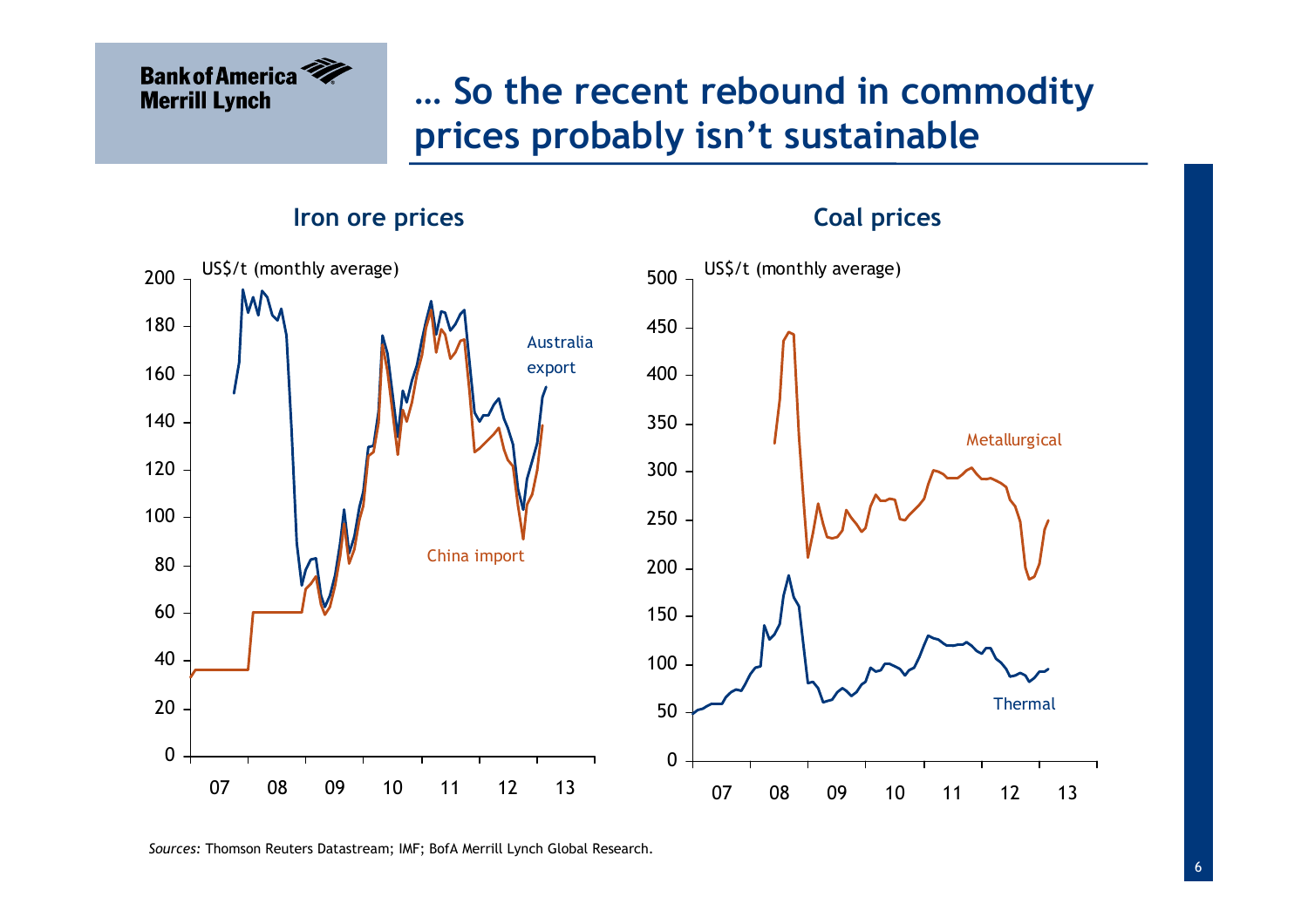# … So the recent rebound in commodity prices probably isn't sustainable

## Iron ore prices

US$/t (monthly average)

Australia export

China import

## Coal prices

US$/t (monthly average)

Metallurgical

Thermal

*Sources:* Thomson Reuters Datastream; IMF; BofA Merrill Lynch Global Research.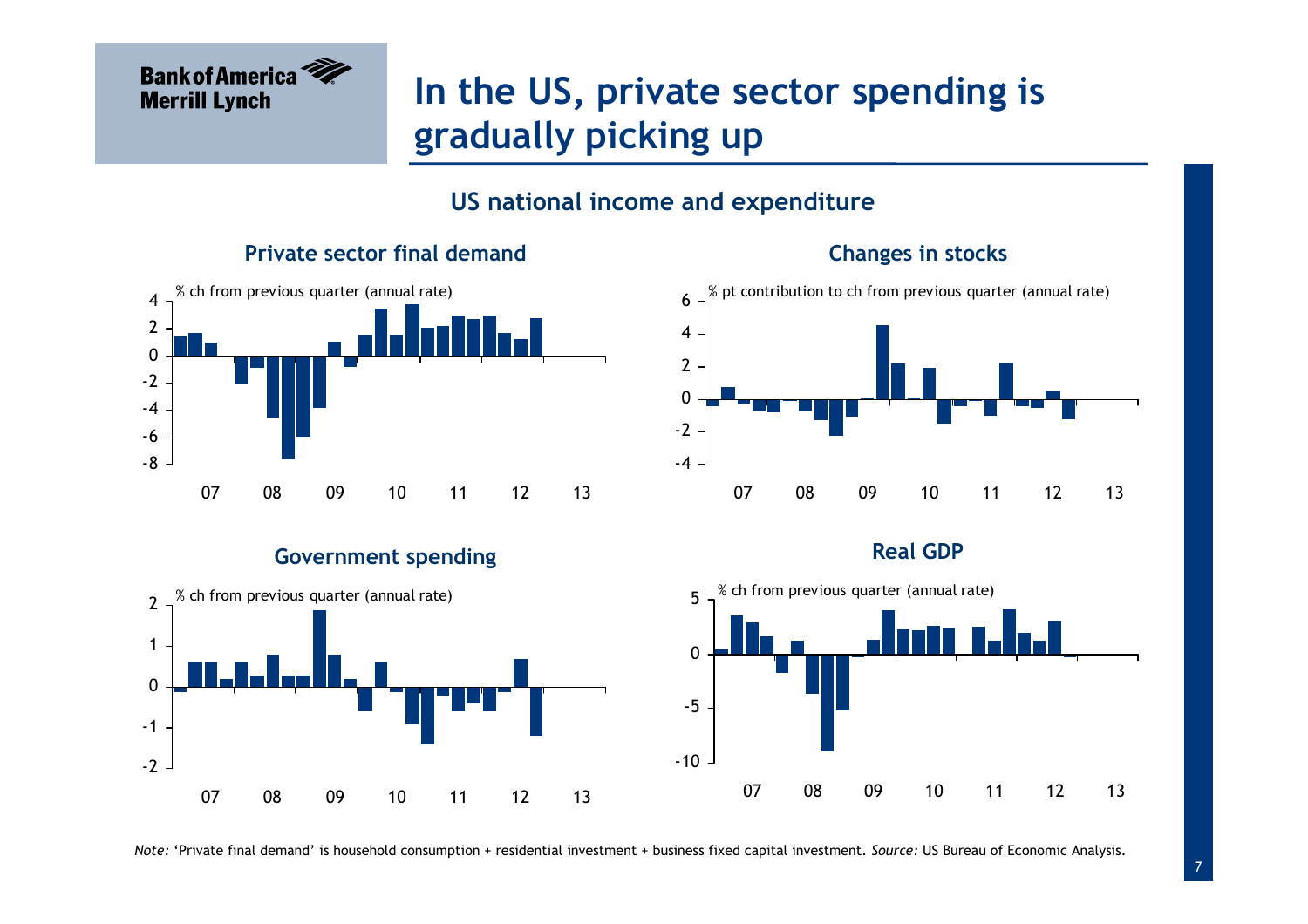# In the US, private sector spending is gradually picking up

## US national income and expenditure

### Private sector final demand

% ch from previous quarter (annual rate)

### Changes in stocks

% pt contribution to ch from previous quarter (annual rate)

### Government spending

% ch from previous quarter (annual rate)

### Real GDP

% ch from previous quarter (annual rate)

*Note:* 'Private final demand' is household consumption + residential investment + business fixed capital investment. *Source:* US Bureau of Economic Analysis.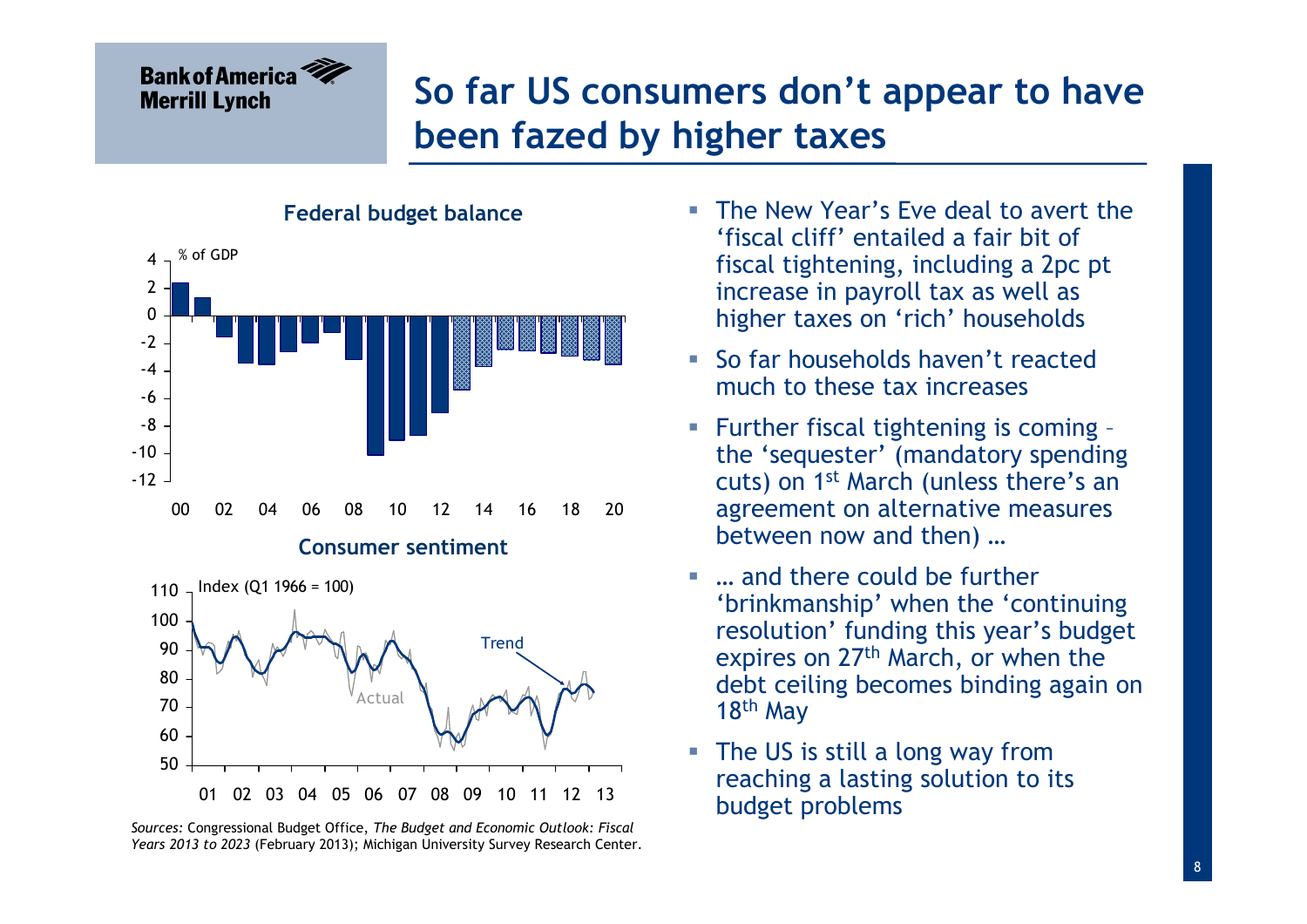# So far US consumers don't appear to have been fazed by higher taxes

**Federal budget balance**

% of GDP

**Consumer sentiment**

Index (Q1 1966 = 100)

*Sources:* Congressional Budget Office, *The Budget and Economic Outlook: Fiscal Years 2013 to 2023* (February 2013); Michigan University Survey Research Center.

- The New Year's Eve deal to avert the 'fiscal cliff' entailed a fair bit of fiscal tightening, including a 2pc pt increase in payroll tax as well as higher taxes on 'rich' households
- So far households haven't reacted much to these tax increases
- Further fiscal tightening is coming – the 'sequester' (mandatory spending cuts) on 1st March (unless there's an agreement on alternative measures between now and then) …
- … and there could be further 'brinkmanship' when the 'continuing resolution' funding this year's budget expires on 27th March, or when the debt ceiling becomes binding again on 18th May
- The US is still a long way from reaching a lasting solution to its budget problems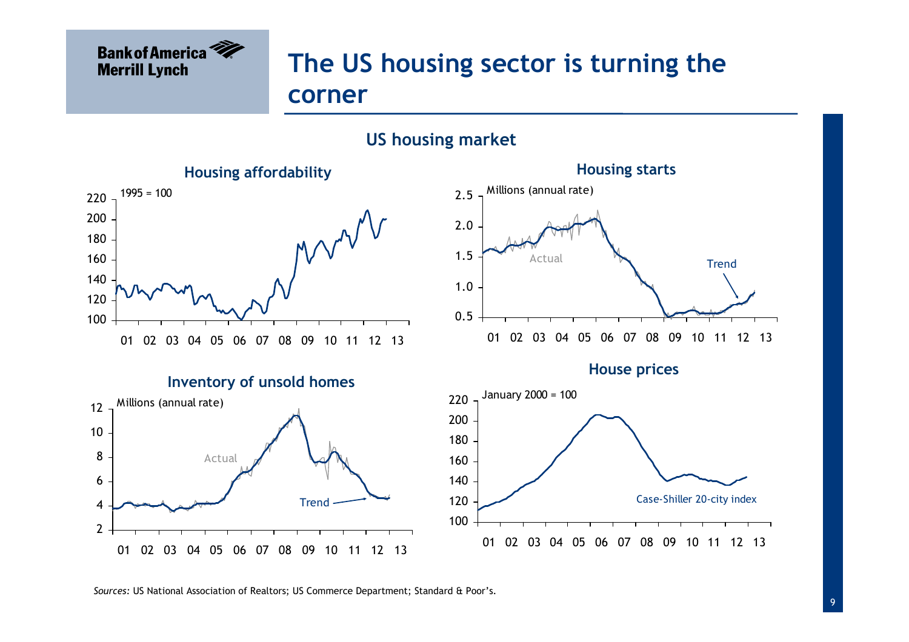# The US housing sector is turning the corner

## US housing market

### Housing affordability

1995 = 100

### Housing starts

Millions (annual rate)

### Inventory of unsold homes

Millions (annual rate)

### House prices

January 2000 = 100

Case-Shiller 20-city index

*Sources:* US National Association of Realtors; US Commerce Department; Standard & Poor's.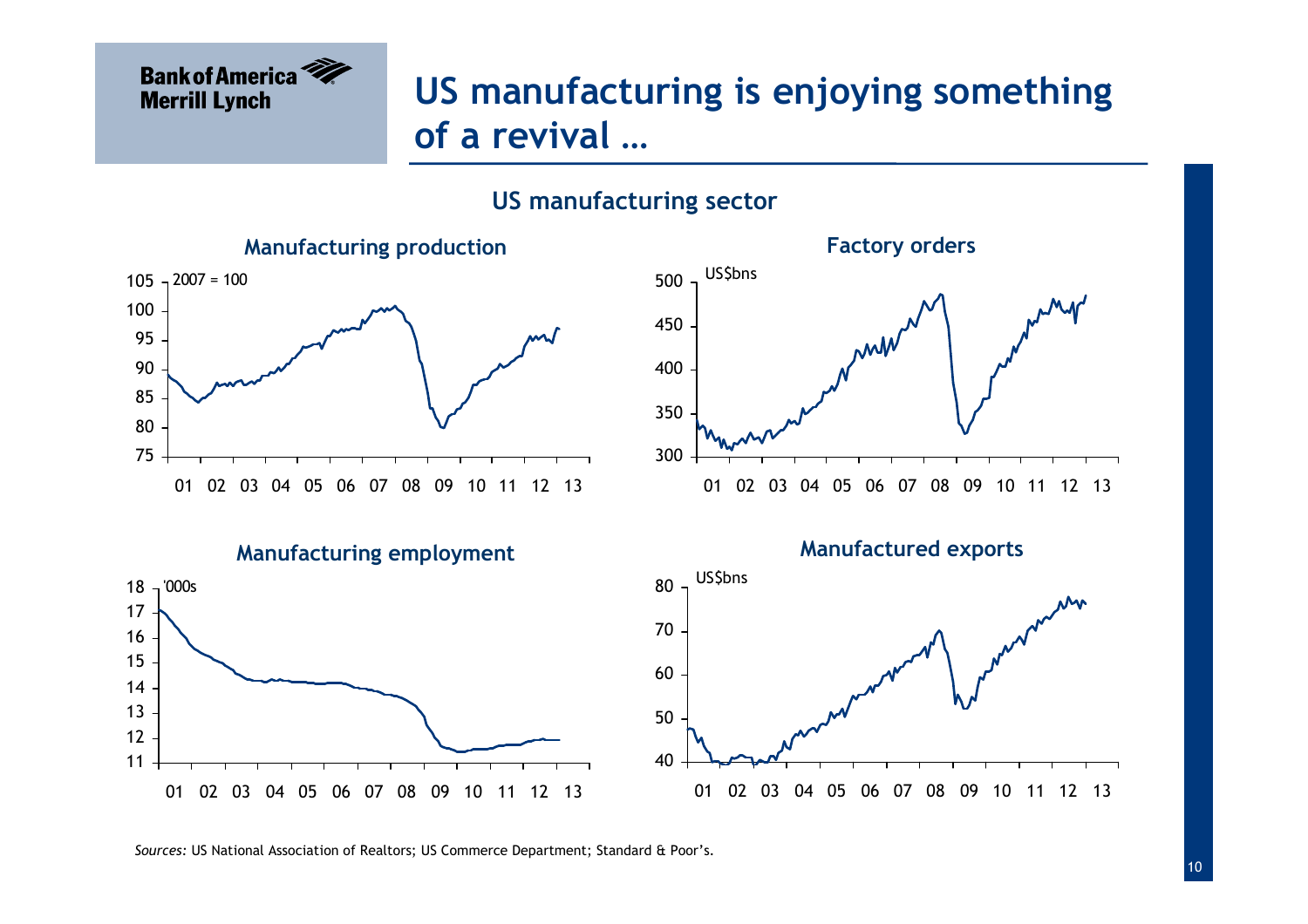# US manufacturing is enjoying something of a revival …

## US manufacturing sector

### Manufacturing production

2007 = 100

### Factory orders

US$bns

### Manufacturing employment

'000s

### Manufactured exports

US$bns

*Sources:* US National Association of Realtors; US Commerce Department; Standard & Poor's.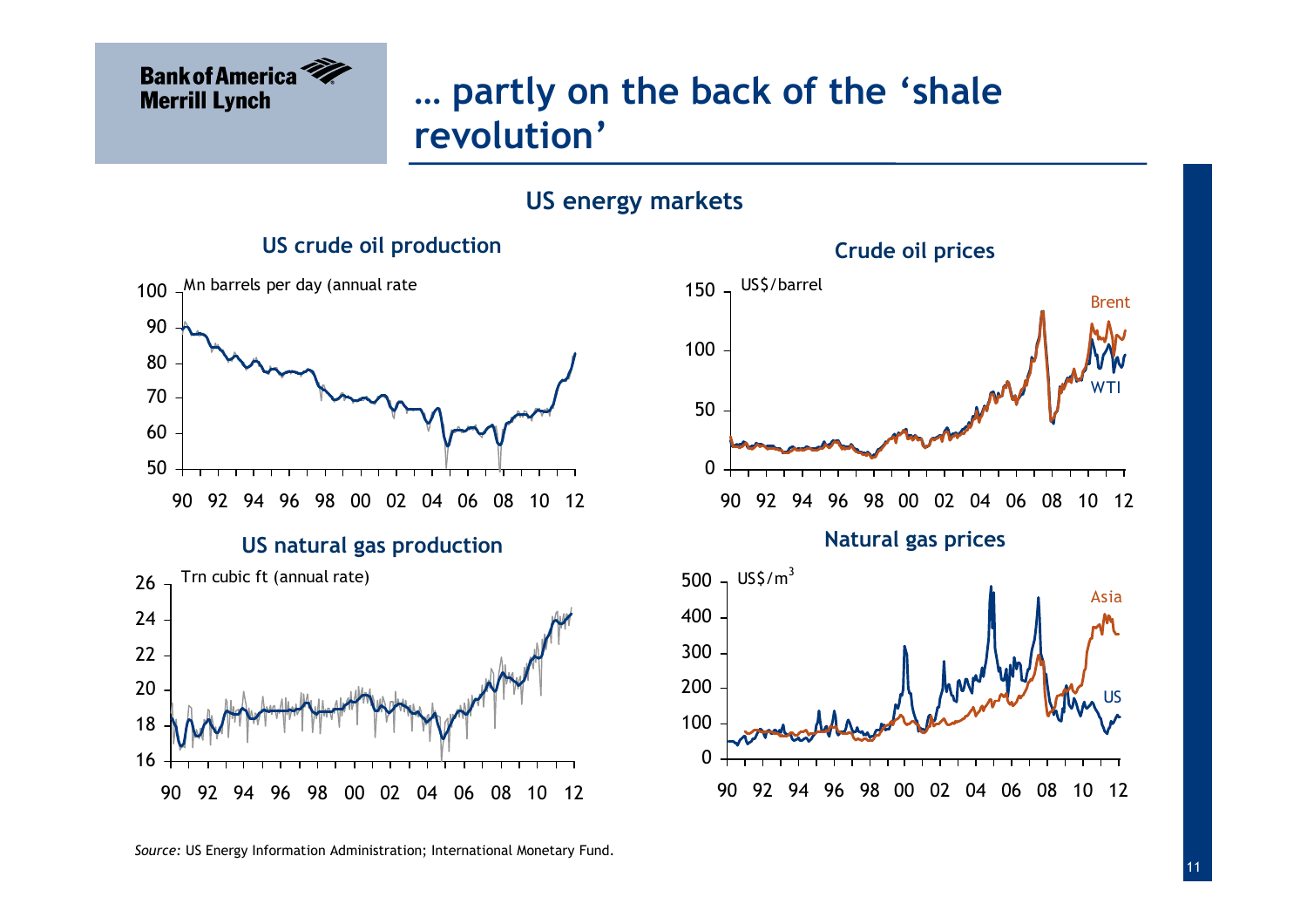# … partly on the back of the 'shale revolution'

## US energy markets

### US crude oil production

Mn barrels per day (annual rate

### Crude oil prices

US$/barrel

Brent

WTI

### US natural gas production

Trn cubic ft (annual rate)

### Natural gas prices

US$/m$^3$

Asia

US

*Source:* US Energy Information Administration; International Monetary Fund.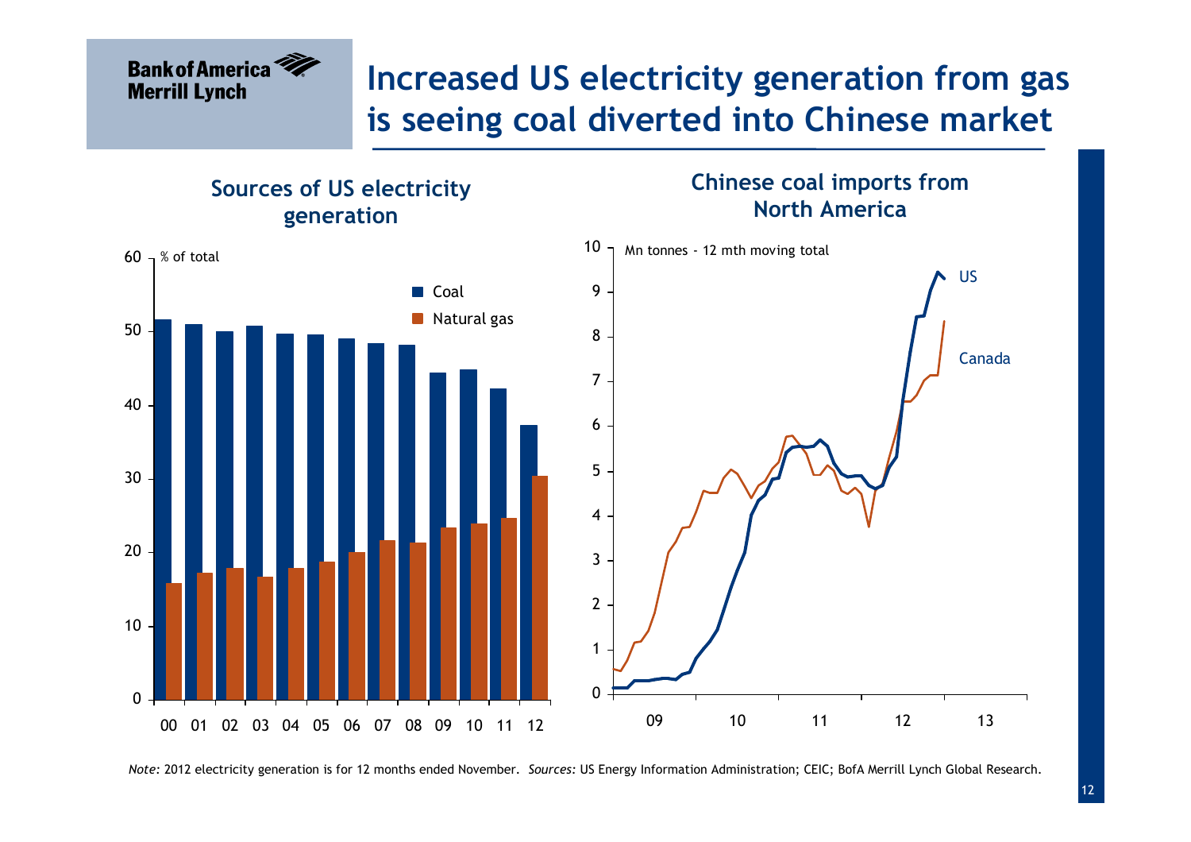# Increased US electricity generation from gas is seeing coal diverted into Chinese market

## Sources of US electricity generation

% of total

| Year | Coal | Natural gas |
|---|---|---|
| 00 | 51.7 | 15.8 |
| 01 | 51.0 | 17.1 |
| 02 | 50.1 | 17.9 |
| 03 | 50.8 | 16.7 |
| 04 | 49.8 | 17.9 |
| 05 | 49.6 | 18.7 |
| 06 | 49.0 | 20.1 |
| 07 | 48.5 | 21.6 |
| 08 | 48.2 | 21.4 |
| 09 | 44.5 | 23.3 |
| 10 | 44.8 | 23.9 |
| 11 | 42.3 | 24.7 |
| 12 | 37.4 | 30.4 |

## Chinese coal imports from North America

Mn tonnes - 12 mth moving total

(Line chart: US and Canada, 2009–2013)

*Note:* 2012 electricity generation is for 12 months ended November. *Sources:* US Energy Information Administration; CEIC; BofA Merrill Lynch Global Research.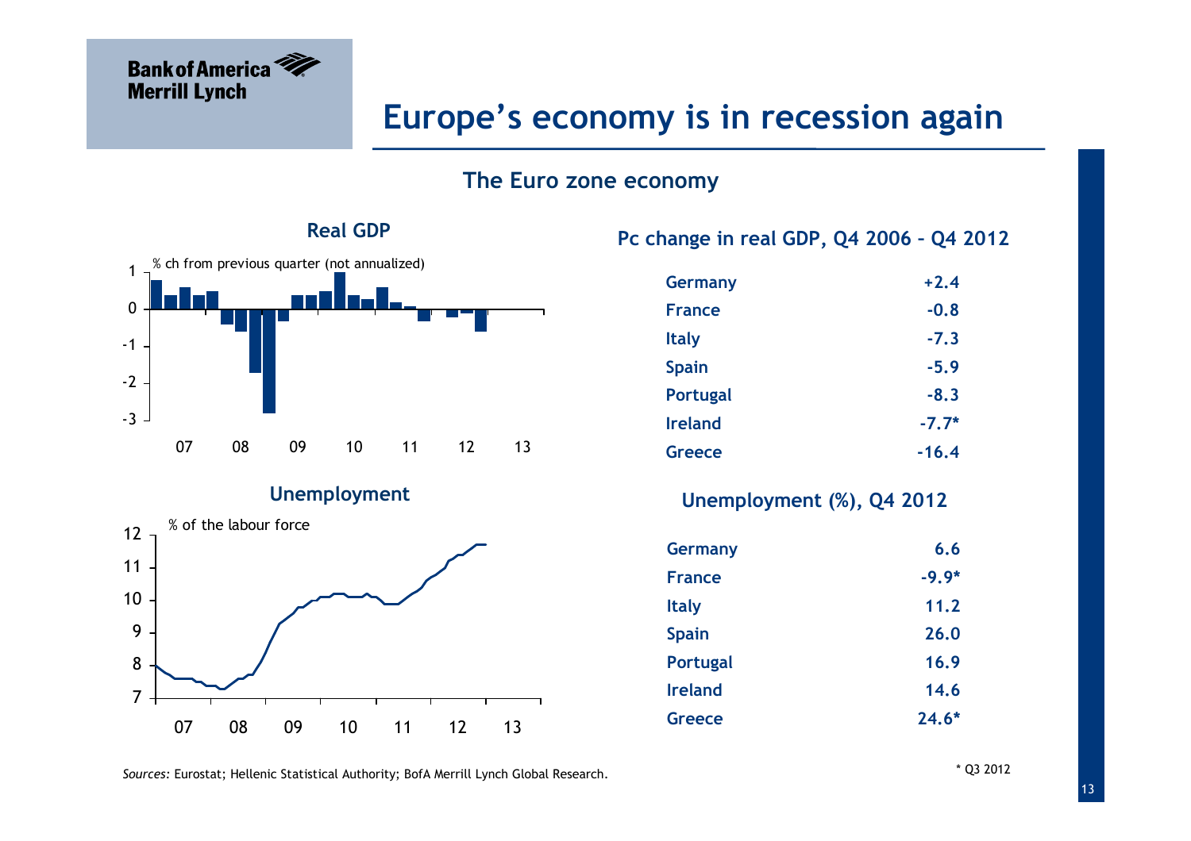# Europe's economy is in recession again

## The Euro zone economy

### Real GDP

% ch from previous quarter (not annualized)

### Unemployment

% of the labour force

### Pc change in real GDP, Q4 2006 – Q4 2012

| | |
|---|---|
| Germany | +2.4 |
| France | -0.8 |
| Italy | -7.3 |
| Spain | -5.9 |
| Portugal | -8.3 |
| Ireland | -7.7* |
| Greece | -16.4 |

### Unemployment (%), Q4 2012

| | |
|---|---|
| Germany | 6.6 |
| France | -9.9* |
| Italy | 11.2 |
| Spain | 26.0 |
| Portugal | 16.9 |
| Ireland | 14.6 |
| Greece | 24.6* |

*Sources:* Eurostat; Hellenic Statistical Authority; BofA Merrill Lynch Global Research.

\* Q3 2012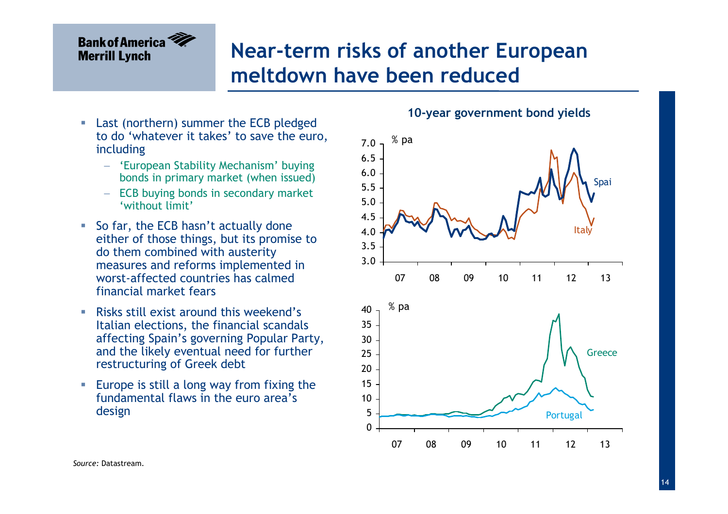# Near-term risks of another European meltdown have been reduced

- Last (northern) summer the ECB pledged to do 'whatever it takes' to save the euro, including
  - 'European Stability Mechanism' buying bonds in primary market (when issued)
  - ECB buying bonds in secondary market 'without limit'
- So far, the ECB hasn't actually done either of those things, but its promise to do them combined with austerity measures and reforms implemented in worst-affected countries has calmed financial market fears
- Risks still exist around this weekend's Italian elections, the financial scandals affecting Spain's governing Popular Party, and the likely eventual need for further restructuring of Greek debt
- Europe is still a long way from fixing the fundamental flaws in the euro area's design

**10-year government bond yields**

*Source:* Datastream.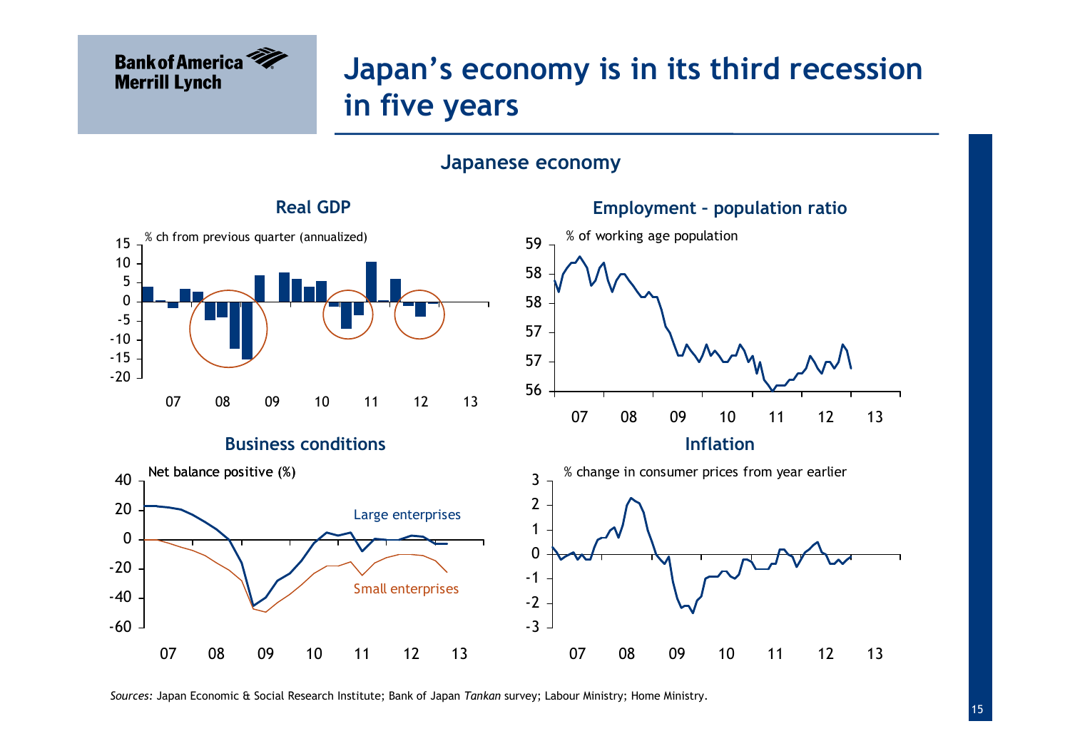# Japan's economy is in its third recession in five years

## Japanese economy

### Real GDP

% ch from previous quarter (annualized)

### Employment – population ratio

% of working age population

### Business conditions

Net balance positive (%)

Large enterprises

Small enterprises

### Inflation

% change in consumer prices from year earlier

*Sources:* Japan Economic & Social Research Institute; Bank of Japan *Tankan* survey; Labour Ministry; Home Ministry.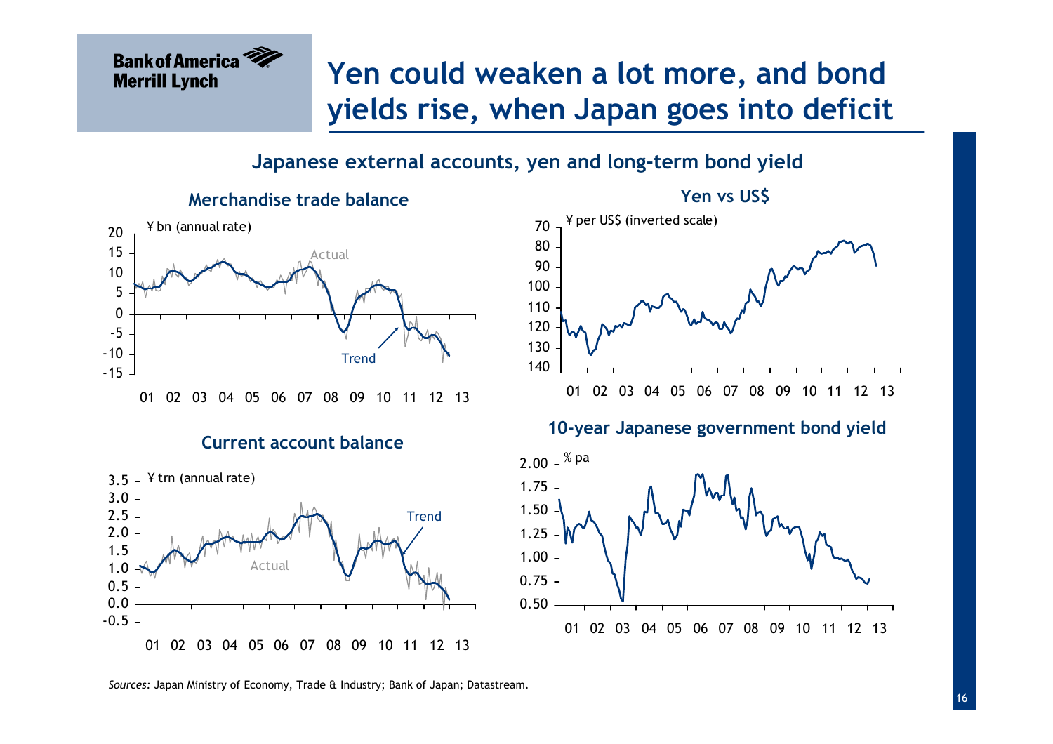# Yen could weaken a lot more, and bond yields rise, when Japan goes into deficit

## Japanese external accounts, yen and long-term bond yield

### Merchandise trade balance

¥ bn (annual rate)

Actual

Trend

### Yen vs US$

¥ per US$ (inverted scale)

### Current account balance

¥ trn (annual rate)

Trend

Actual

### 10-year Japanese government bond yield

% pa

*Sources:* Japan Ministry of Economy, Trade & Industry; Bank of Japan; Datastream.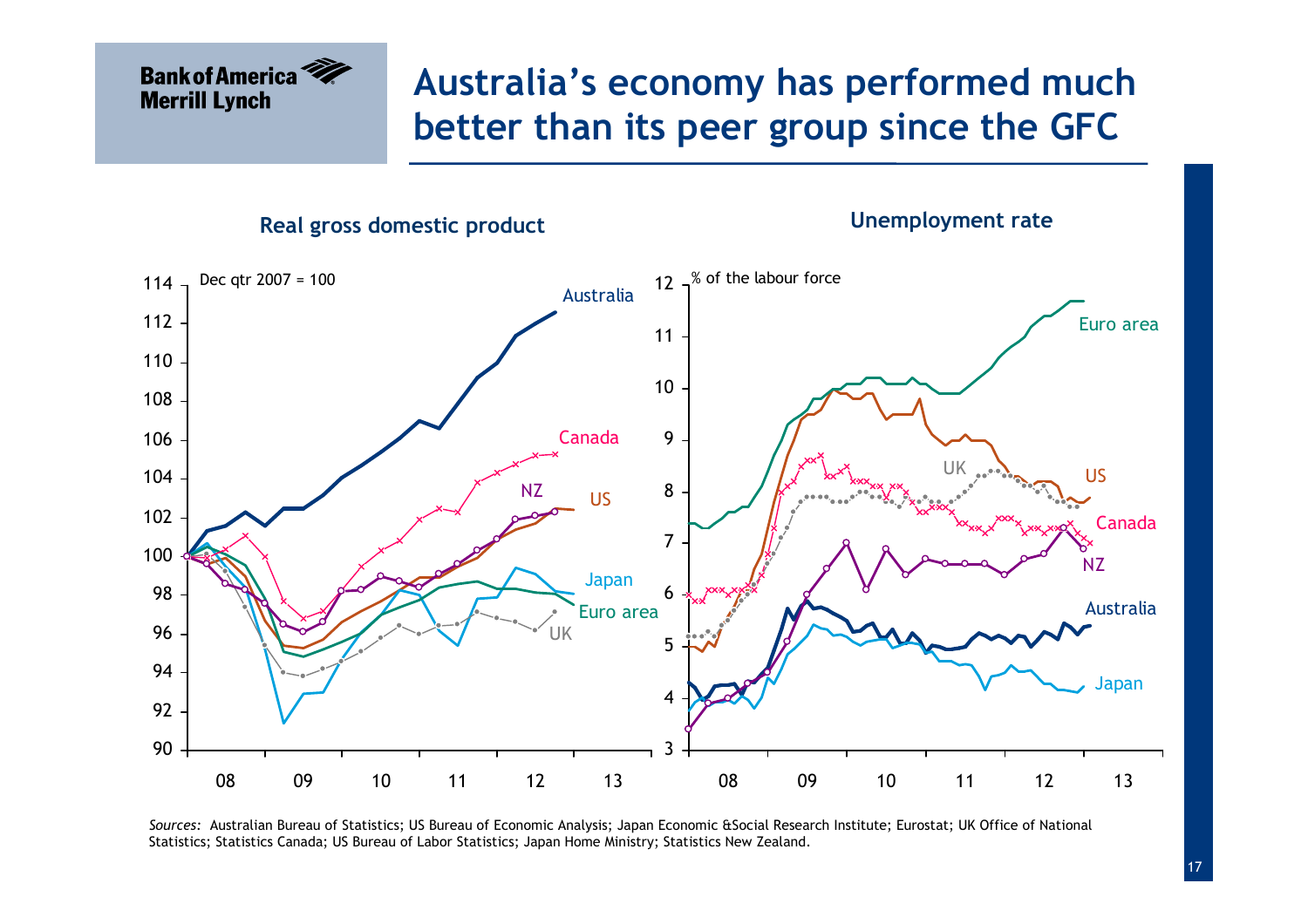# Australia's economy has performed much better than its peer group since the GFC

**Real gross domestic product**

**Unemployment rate**

*Sources:* Australian Bureau of Statistics; US Bureau of Economic Analysis; Japan Economic &Social Research Institute; Eurostat; UK Office of National Statistics; Statistics Canada; US Bureau of Labor Statistics; Japan Home Ministry; Statistics New Zealand.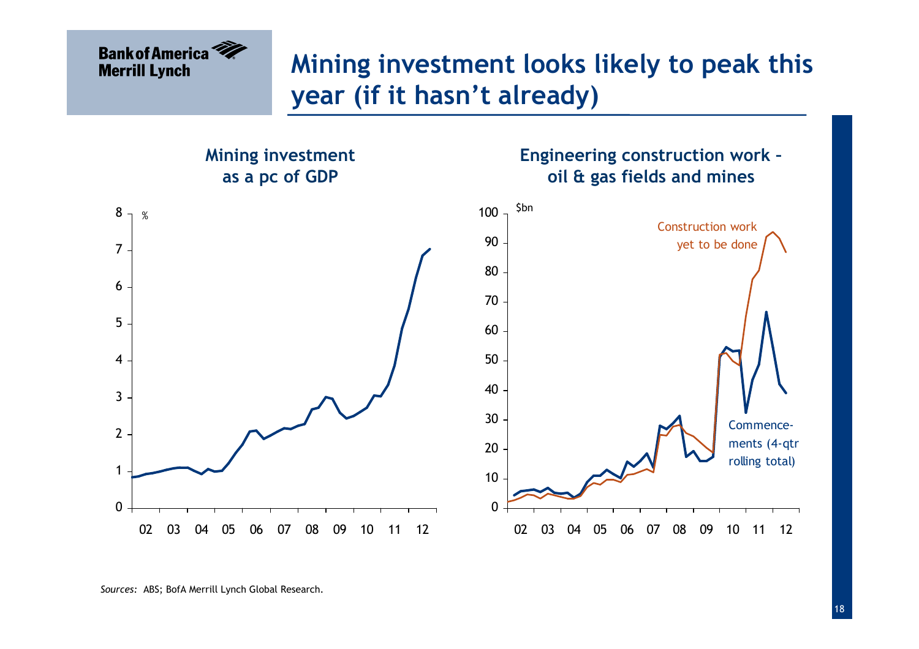# Mining investment looks likely to peak this year (if it hasn't already)

**Mining investment as a pc of GDP**

%

8
7
6
5
4
3
2
1
0

02 03 04 05 06 07 08 09 10 11 12

**Engineering construction work – oil & gas fields and mines**

$bn

100
90
80
70
60
50
40
30
20
10
0

02 03 04 05 06 07 08 09 10 11 12

Construction work yet to be done

Commencements (4-qtr rolling total)

*Sources:* ABS; BofA Merrill Lynch Global Research.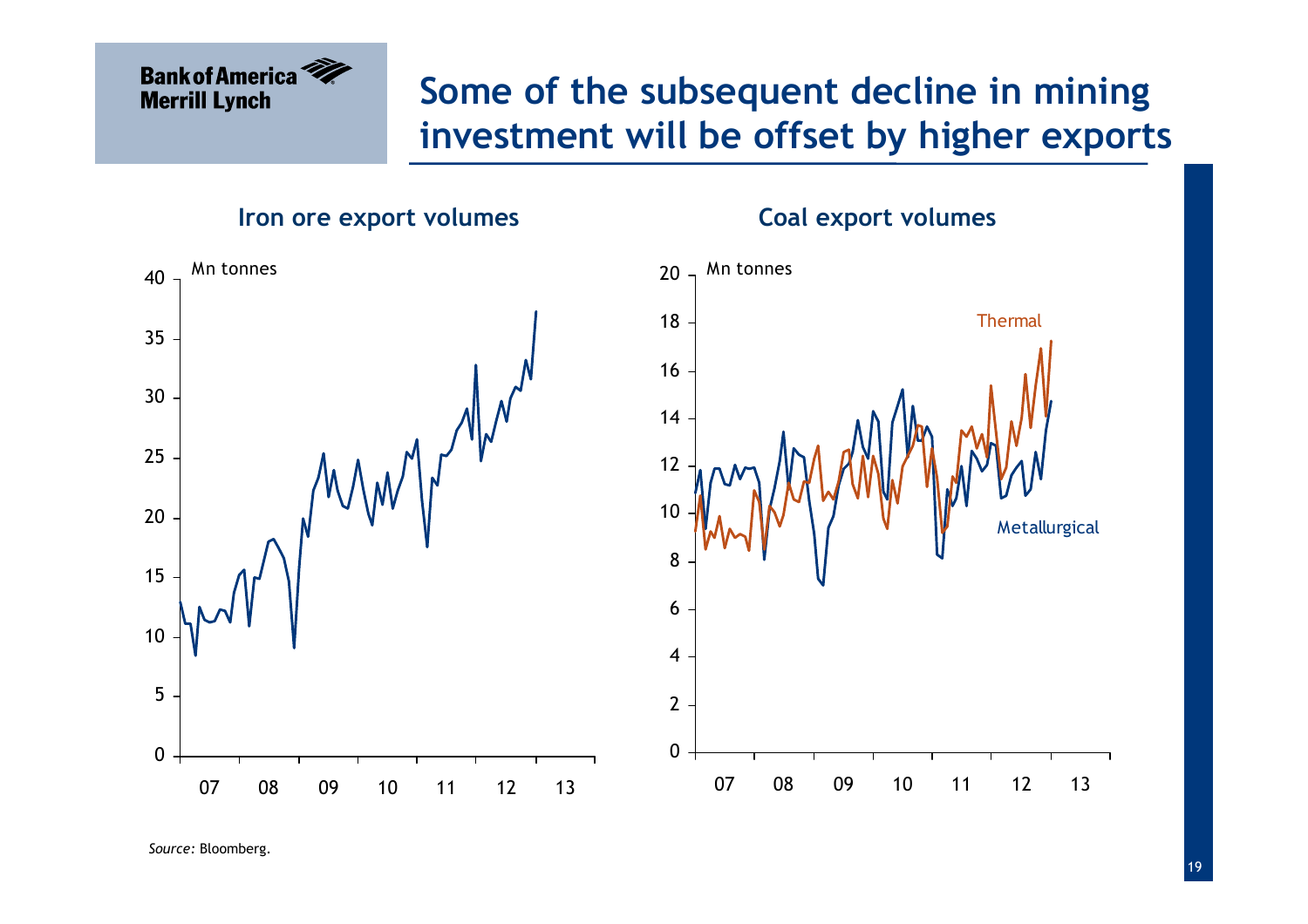# Some of the subsequent decline in mining investment will be offset by higher exports

**Iron ore export volumes**

Mn tonnes

**Coal export volumes**

Mn tonnes

*Source*: Bloomberg.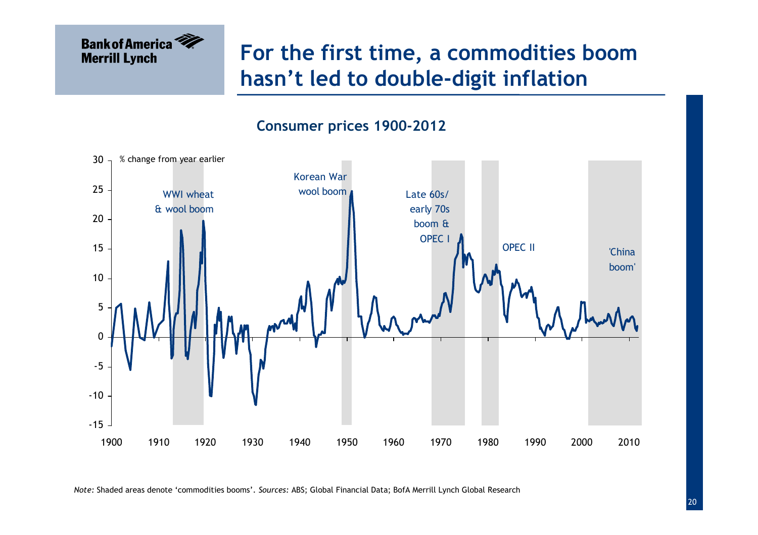# For the first time, a commodities boom hasn't led to double-digit inflation

**Consumer prices 1900-2012**

% change from year earlier

WWI wheat & wool boom

Korean War wool boom

Late 60s/ early 70s boom & OPEC I

OPEC II

'China boom'

*Note:* Shaded areas denote 'commodities booms'. *Sources:* ABS; Global Financial Data; BofA Merrill Lynch Global Research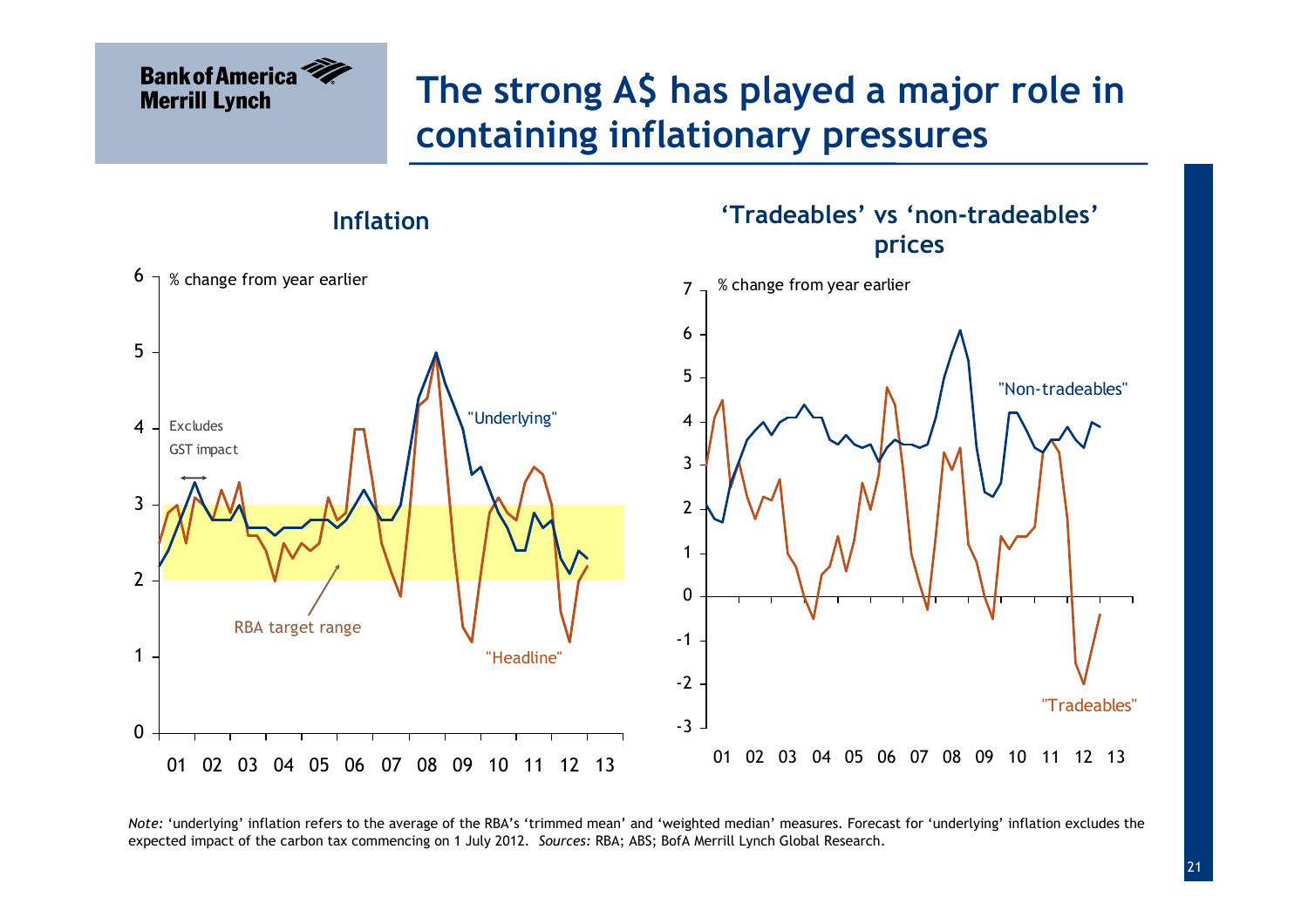# The strong A$ has played a major role in containing inflationary pressures

## Inflation

% change from year earlier

Excludes GST impact

"Underlying"

"Headline"

RBA target range

01 02 03 04 05 06 07 08 09 10 11 12 13

## 'Tradeables' vs 'non-tradeables' prices

% change from year earlier

"Non-tradeables"

"Tradeables"

01 02 03 04 05 06 07 08 09 10 11 12 13

*Note:* 'underlying' inflation refers to the average of the RBA's 'trimmed mean' and 'weighted median' measures. Forecast for 'underlying' inflation excludes the expected impact of the carbon tax commencing on 1 July 2012. *Sources:* RBA; ABS; BofA Merrill Lynch Global Research.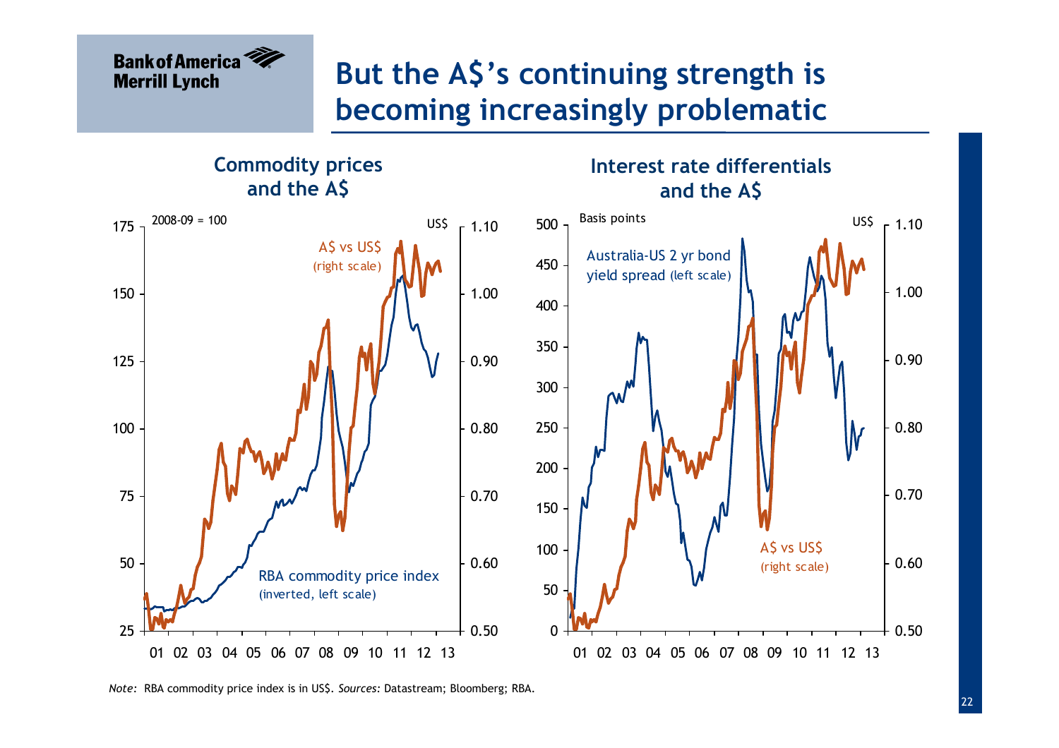# But the A$'s continuing strength is becoming increasingly problematic

## Commodity prices and the A$

2008-09 = 100

US$

A$ vs US$ (right scale)

RBA commodity price index (inverted, left scale)

## Interest rate differentials and the A$

Basis points

US$

Australia-US 2 yr bond yield spread (left scale)

A$ vs US$ (right scale)

*Note:* RBA commodity price index is in US$. *Sources:* Datastream; Bloomberg; RBA.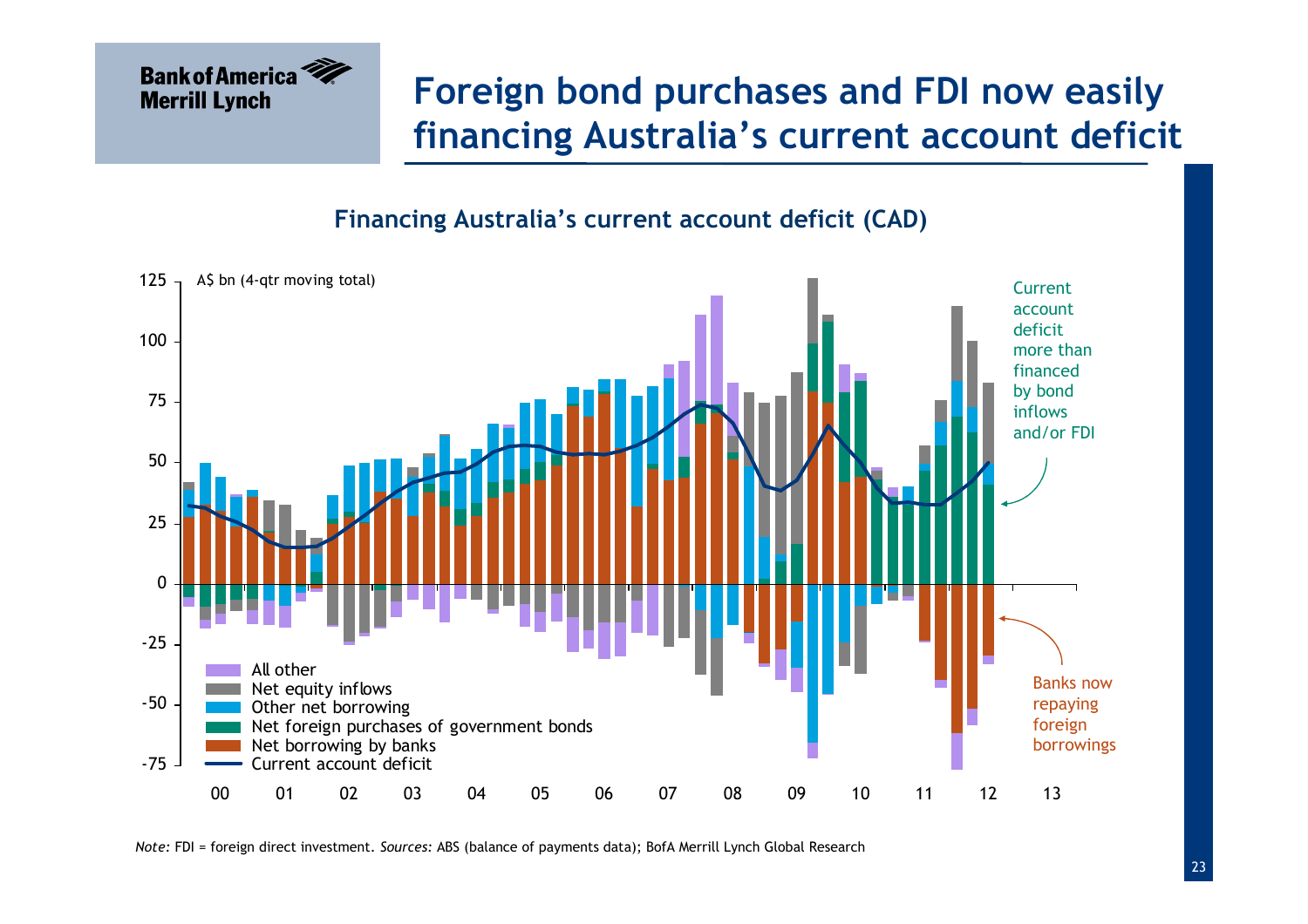# Foreign bond purchases and FDI now easily financing Australia's current account deficit

## Financing Australia's current account deficit (CAD)

A$ bn (4-qtr moving total)

Legend:
- All other
- Net equity inflows
- Other net borrowing
- Net foreign purchases of government bonds
- Net borrowing by banks
- Current account deficit

Current account deficit more than financed by bond inflows and/or FDI

Banks now repaying foreign borrowings

*Note:* FDI = foreign direct investment. *Sources:* ABS (balance of payments data); BofA Merrill Lynch Global Research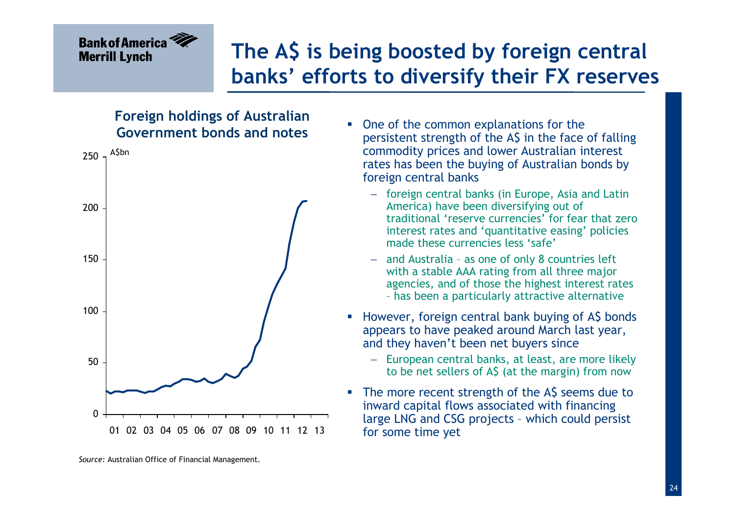# The A$ is being boosted by foreign central banks' efforts to diversify their FX reserves

**Foreign holdings of Australian Government bonds and notes**

A$bn

Source: Australian Office of Financial Management.

- One of the common explanations for the persistent strength of the A$ in the face of falling commodity prices and lower Australian interest rates has been the buying of Australian bonds by foreign central banks
  - foreign central banks (in Europe, Asia and Latin America) have been diversifying out of traditional 'reserve currencies' for fear that zero interest rates and 'quantitative easing' policies made these currencies less 'safe'
  - and Australia – as one of only 8 countries left with a stable AAA rating from all three major agencies, and of those the highest interest rates – has been a particularly attractive alternative
- However, foreign central bank buying of A$ bonds appears to have peaked around March last year, and they haven't been net buyers since
  - European central banks, at least, are more likely to be net sellers of A$ (at the margin) from now
- The more recent strength of the A$ seems due to inward capital flows associated with financing large LNG and CSG projects – which could persist for some time yet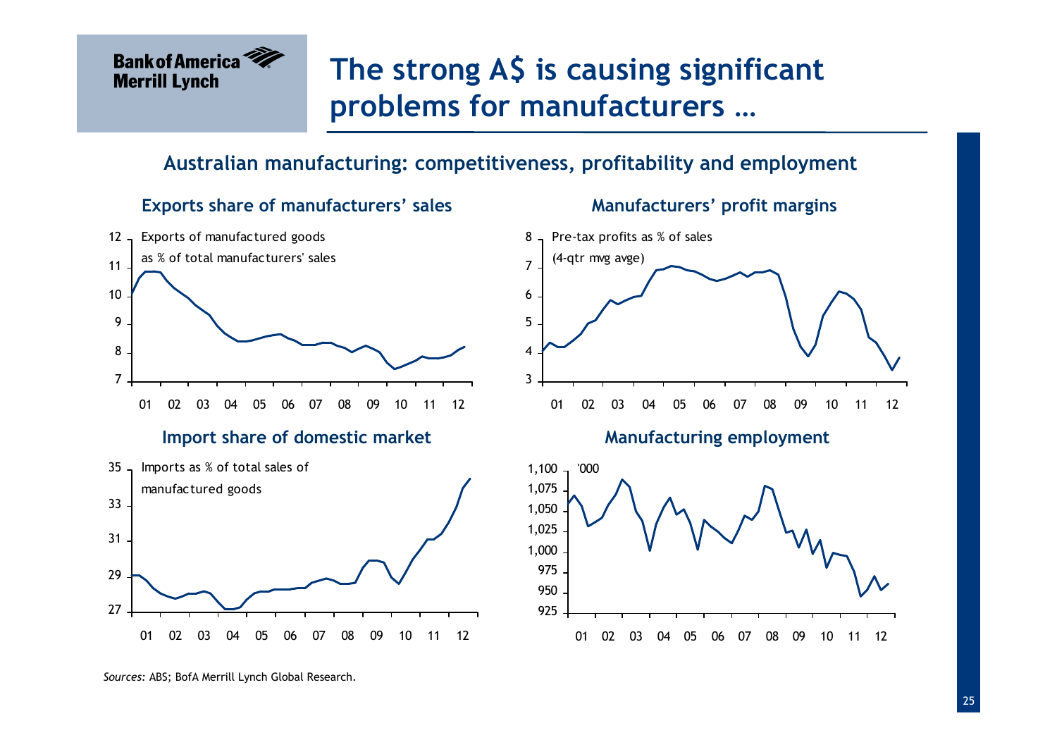# The strong A$ is causing significant problems for manufacturers …

## Australian manufacturing: competitiveness, profitability and employment

### Exports share of manufacturers' sales

Exports of manufactured goods as % of total manufacturers' sales

### Manufacturers' profit margins

Pre-tax profits as % of sales (4-qtr mvg avge)

### Import share of domestic market

Imports as % of total sales of manufactured goods

### Manufacturing employment

'000

*Sources:* ABS; BofA Merrill Lynch Global Research.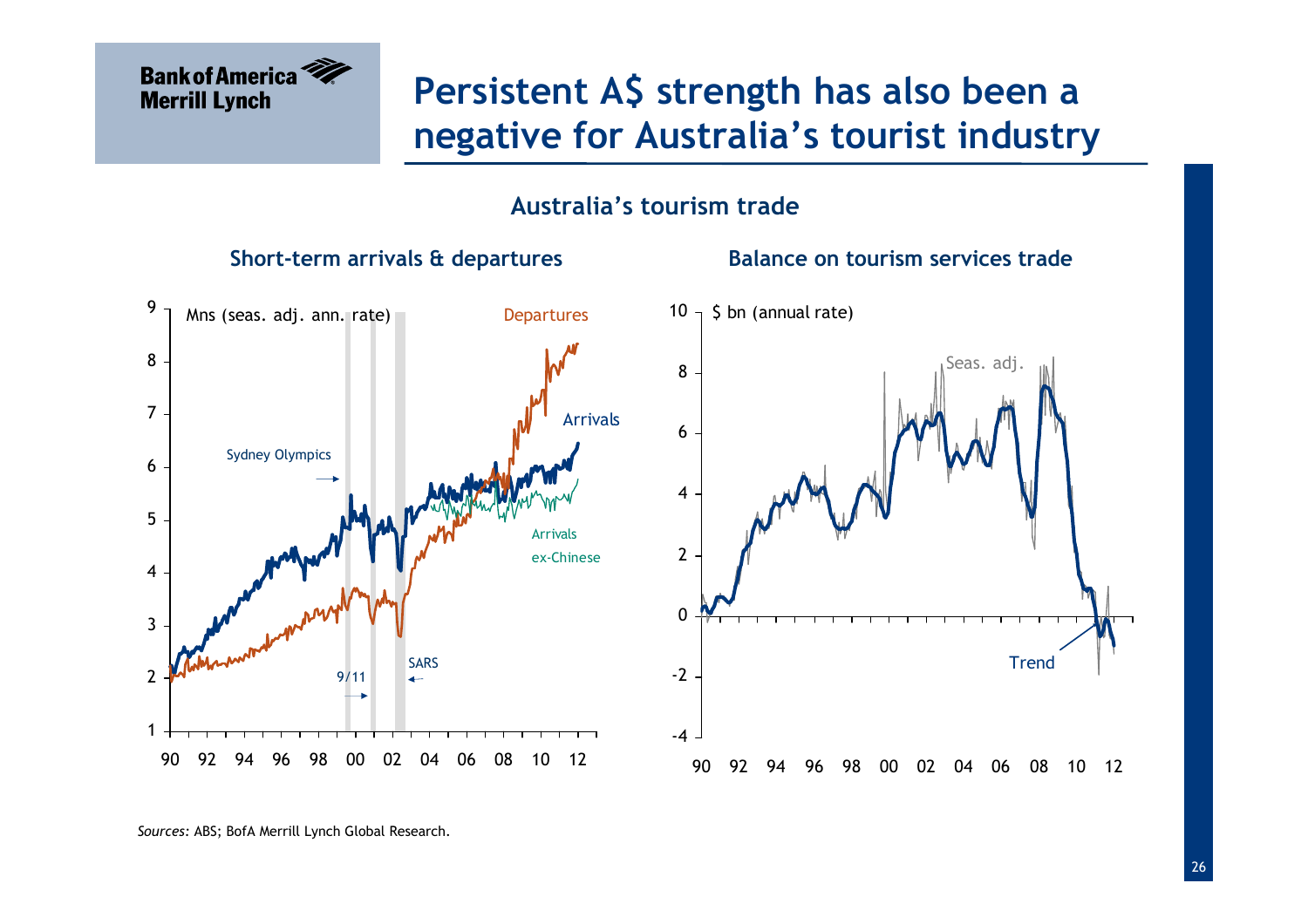# Persistent A$ strength has also been a negative for Australia's tourist industry

## Australia's tourism trade

### Short-term arrivals & departures

Mns (seas. adj. ann. rate)

Departures

Arrivals

Arrivals ex-Chinese

Sydney Olympics

9/11

SARS

### Balance on tourism services trade

$ bn (annual rate)

Seas. adj.

Trend

*Sources:* ABS; BofA Merrill Lynch Global Research.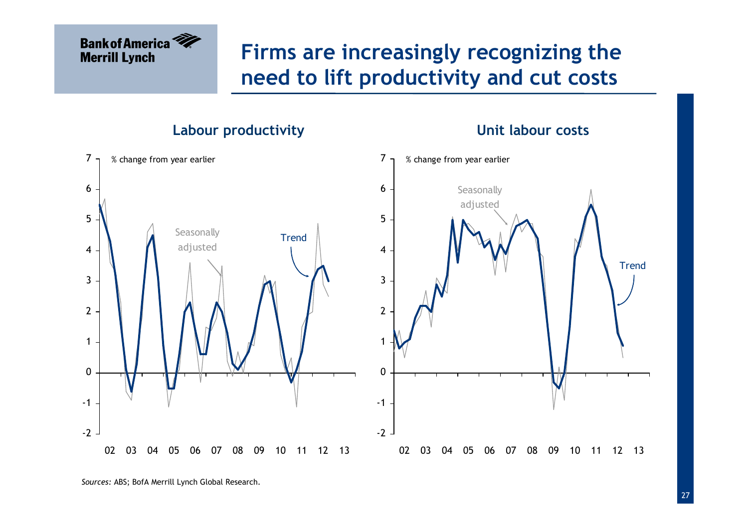# Firms are increasingly recognizing the need to lift productivity and cut costs

## Labour productivity

% change from year earlier

Seasonally adjusted

Trend

## Unit labour costs

% change from year earlier

Seasonally adjusted

Trend

*Sources:* ABS; BofA Merrill Lynch Global Research.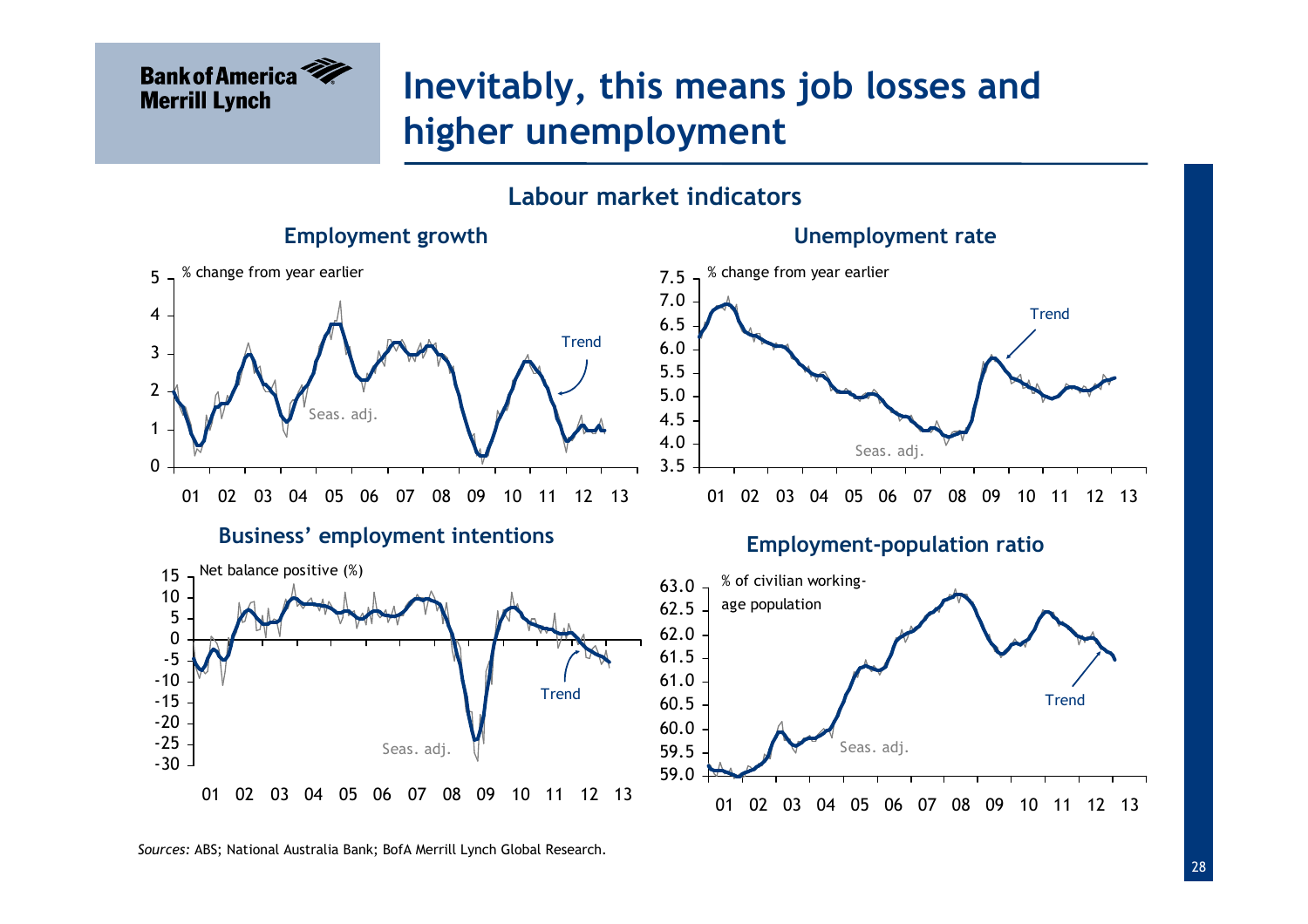# Inevitably, this means job losses and higher unemployment

## Labour market indicators

### Employment growth

% change from year earlier

Trend

Seas. adj.

### Unemployment rate

% change from year earlier

Trend

Seas. adj.

### Business' employment intentions

Net balance positive (%)

Trend

Seas. adj.

### Employment-population ratio

% of civilian working-age population

Trend

Seas. adj.

*Sources:* ABS; National Australia Bank; BofA Merrill Lynch Global Research.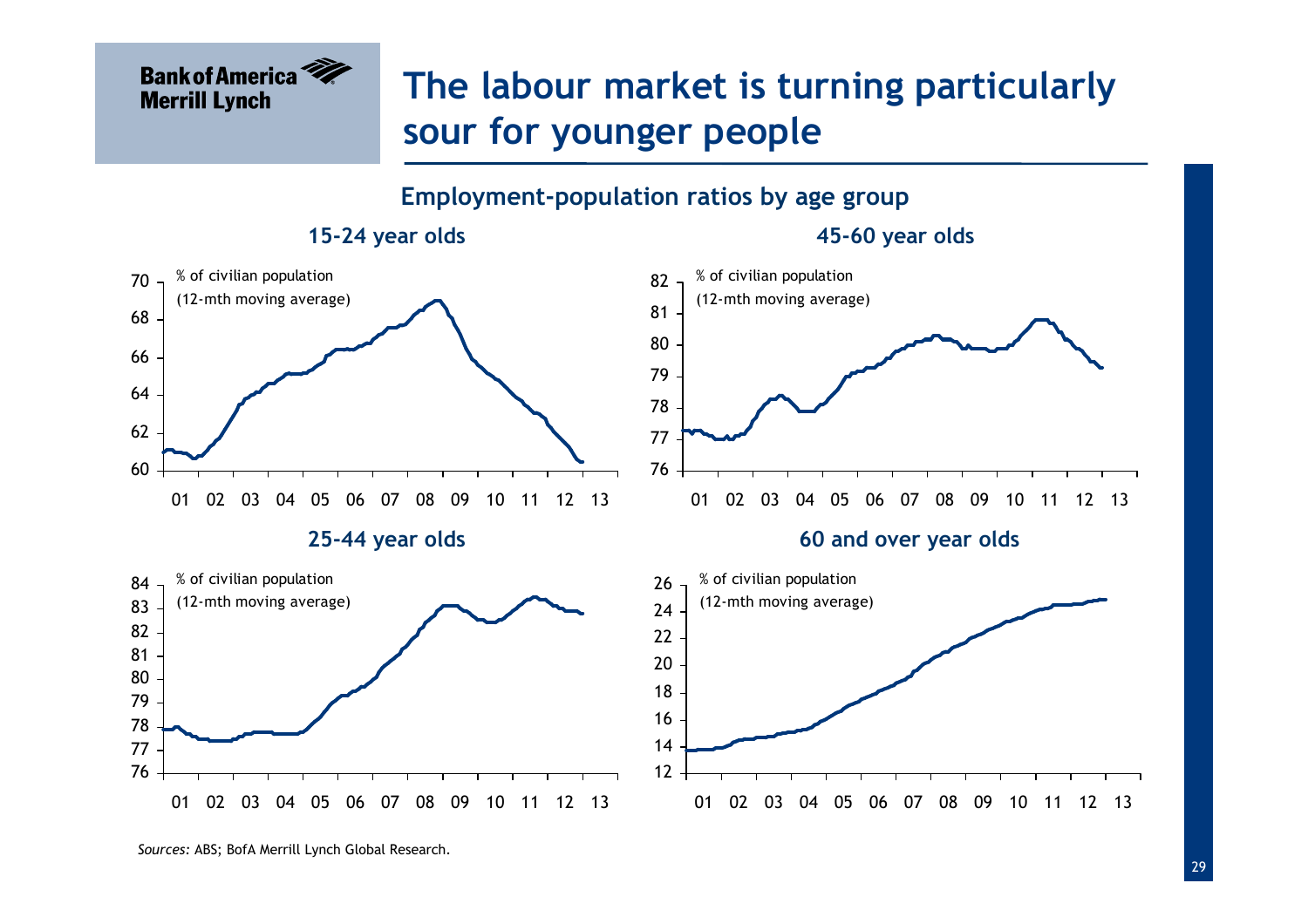# The labour market is turning particularly sour for younger people

## Employment-population ratios by age group

### 15-24 year olds

% of civilian population
(12-mth moving average)

### 45-60 year olds

% of civilian population
(12-mth moving average)

### 25-44 year olds

% of civilian population
(12-mth moving average)

### 60 and over year olds

% of civilian population
(12-mth moving average)

*Sources:* ABS; BofA Merrill Lynch Global Research.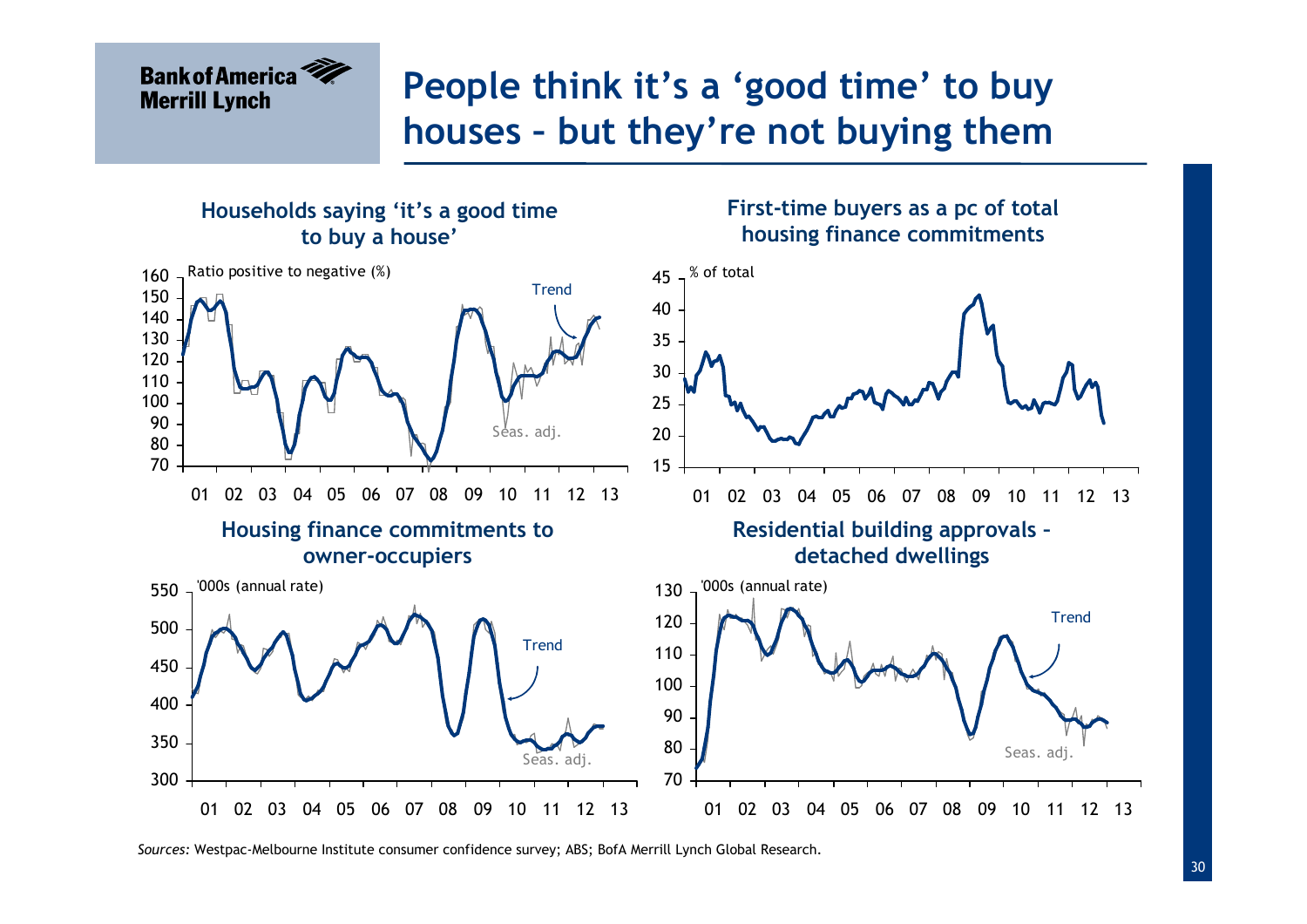# People think it's a 'good time' to buy houses – but they're not buying them

### Households saying 'it's a good time to buy a house'

Ratio positive to negative (%)

Trend

Seas. adj.

### First-time buyers as a pc of total housing finance commitments

% of total

### Housing finance commitments to owner-occupiers

'000s (annual rate)

Trend

Seas. adj.

### Residential building approvals – detached dwellings

'000s (annual rate)

Trend

Seas. adj.

*Sources:* Westpac-Melbourne Institute consumer confidence survey; ABS; BofA Merrill Lynch Global Research.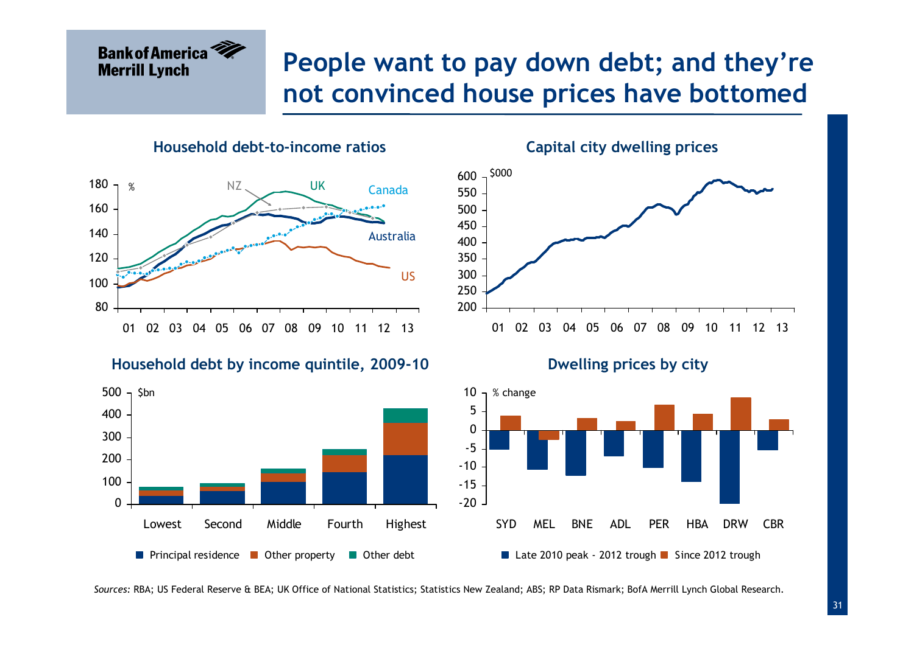# People want to pay down debt; and they're not convinced house prices have bottomed

### Household debt-to-income ratios

%

NZ, UK, Canada, Australia, US

01 02 03 04 05 06 07 08 09 10 11 12 13

### Capital city dwelling prices

$000

01 02 03 04 05 06 07 08 09 10 11 12 13

### Household debt by income quintile, 2009-10

$bn

Lowest, Second, Middle, Fourth, Highest

■ Principal residence ■ Other property ■ Other debt

### Dwelling prices by city

% change

SYD, MEL, BNE, ADL, PER, HBA, DRW, CBR

■ Late 2010 peak - 2012 trough ■ Since 2012 trough

*Sources:* RBA; US Federal Reserve & BEA; UK Office of National Statistics; Statistics New Zealand; ABS; RP Data Rismark; BofA Merrill Lynch Global Research.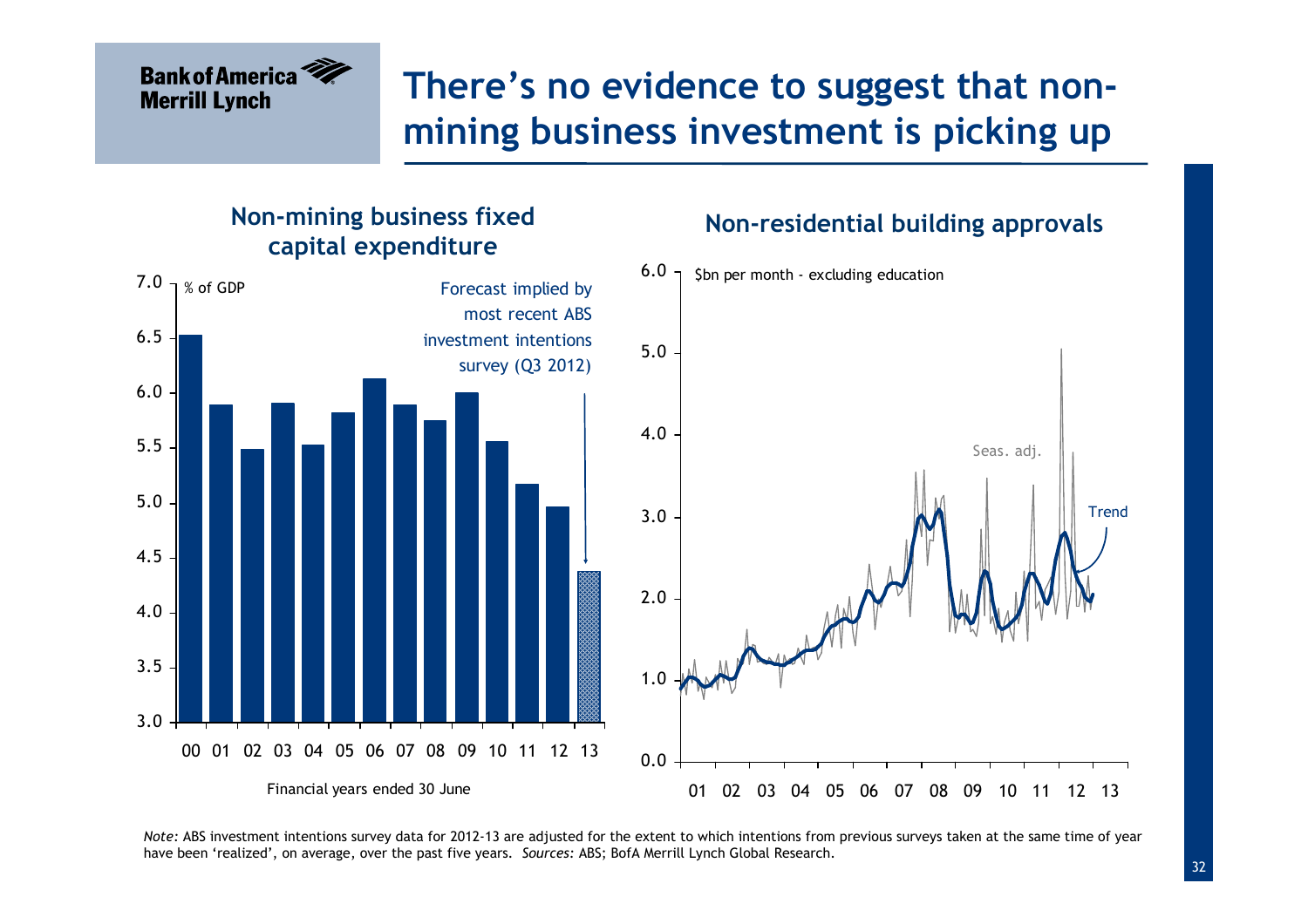# There's no evidence to suggest that non-mining business investment is picking up

## Non-mining business fixed capital expenditure

% of GDP

Forecast implied by most recent ABS investment intentions survey (Q3 2012)

Financial years ended 30 June

## Non-residential building approvals

\$bn per month - excluding education

Seas. adj.

Trend

*Note:* ABS investment intentions survey data for 2012-13 are adjusted for the extent to which intentions from previous surveys taken at the same time of year have been 'realized', on average, over the past five years. *Sources:* ABS; BofA Merrill Lynch Global Research.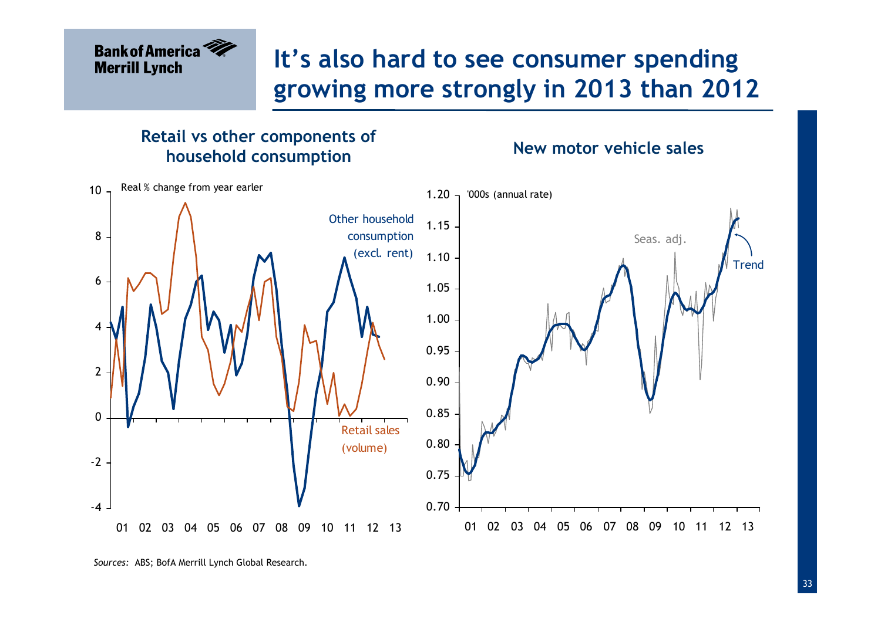# It's also hard to see consumer spending growing more strongly in 2013 than 2012

## Retail vs other components of household consumption

Real % change from year earler

Other household consumption (excl. rent)

Retail sales (volume)

## New motor vehicle sales

'000s (annual rate)

Seas. adj.

Trend

*Sources:* ABS; BofA Merrill Lynch Global Research.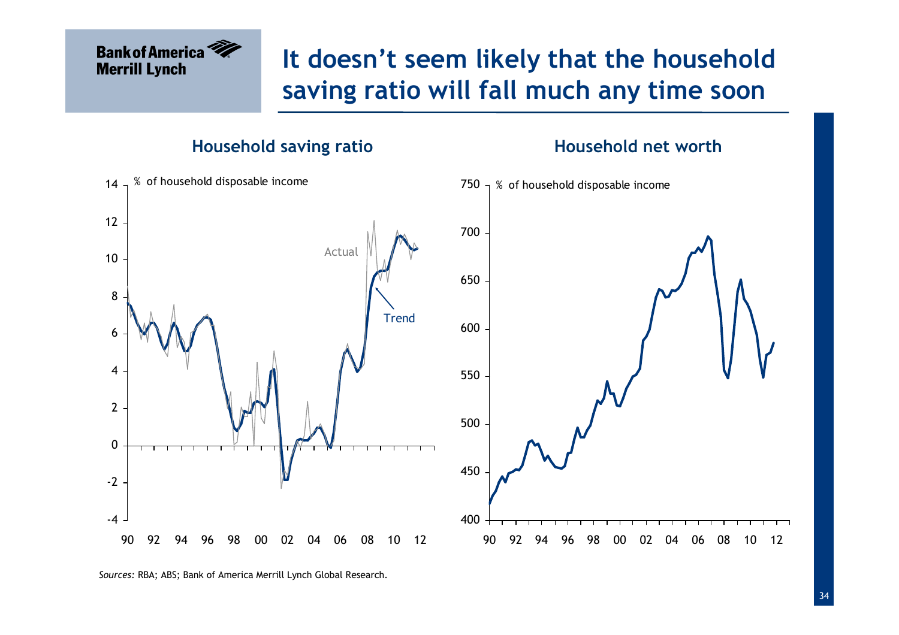# It doesn't seem likely that the household saving ratio will fall much any time soon

## Household saving ratio

% of household disposable income

Actual

Trend

## Household net worth

% of household disposable income

*Sources:* RBA; ABS; Bank of America Merrill Lynch Global Research.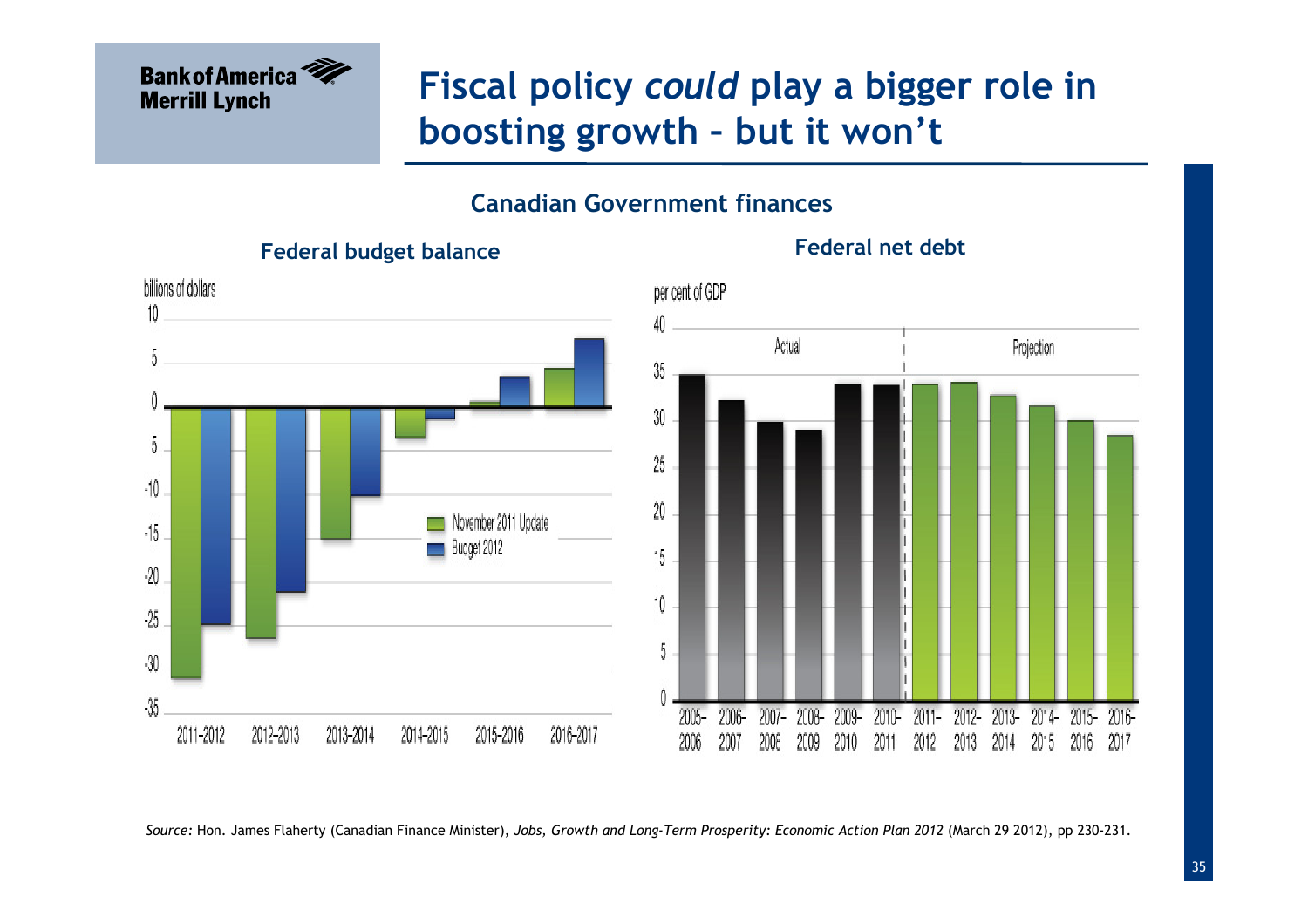# Fiscal policy *could* play a bigger role in boosting growth – but it won't

## Canadian Government finances

### Federal budget balance

billions of dollars

| | November 2011 Update | Budget 2012 |
|---|---|---|
| 2011-2012 | | |
| 2012-2013 | | |
| 2013-2014 | | |
| 2014-2015 | | |
| 2015-2016 | | |
| 2016-2017 | | |

### Federal net debt

per cent of GDP

Actual: 2005–2006, 2006–2007, 2007–2008, 2008–2009, 2009–2010, 2010–2011

Projection: 2011–2012, 2012–2013, 2013–2014, 2014–2015, 2015–2016, 2016–2017

*Source:* Hon. James Flaherty (Canadian Finance Minister), *Jobs, Growth and Long-Term Prosperity: Economic Action Plan 2012* (March 29 2012), pp 230-231.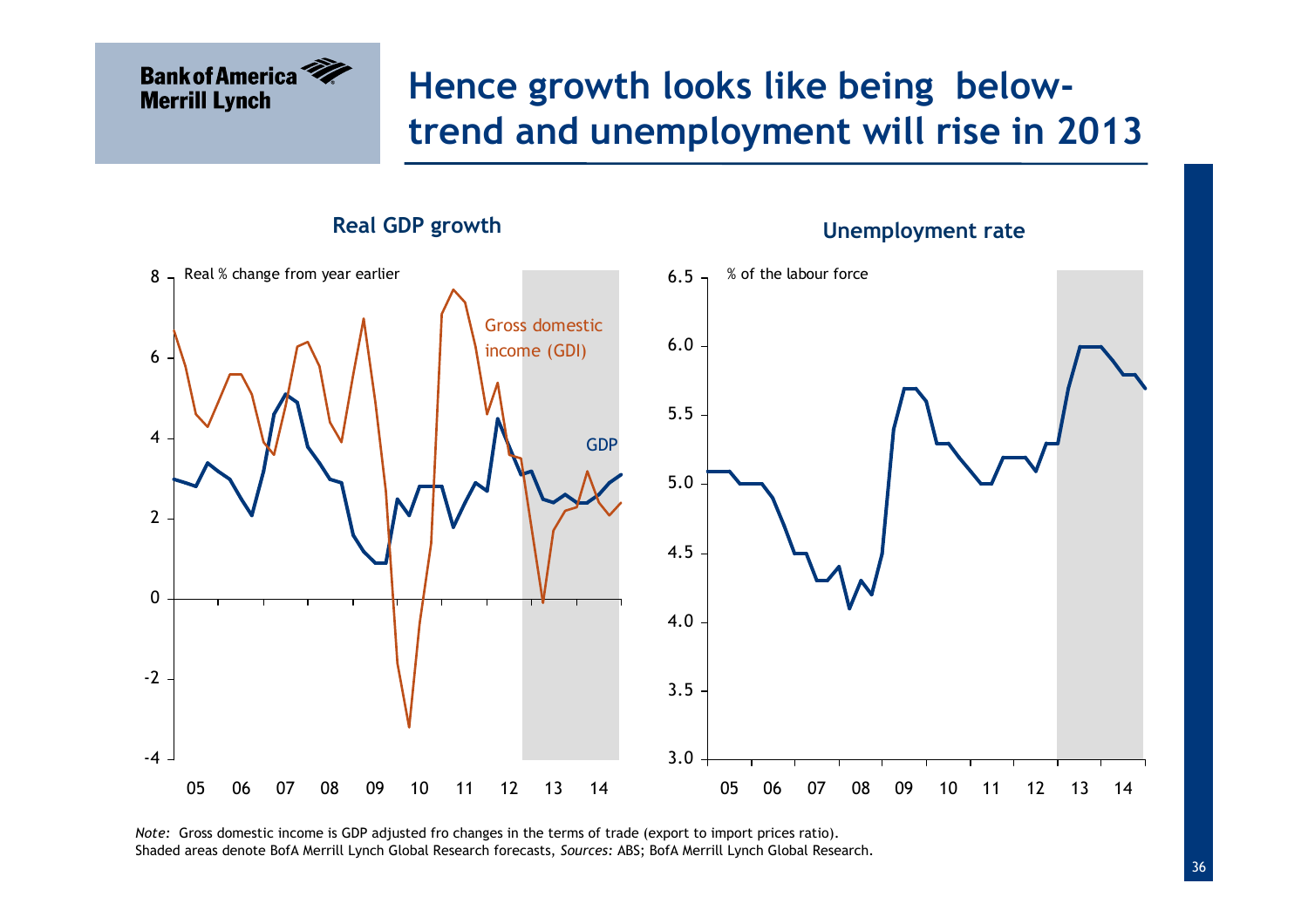# Hence growth looks like being below-trend and unemployment will rise in 2013

**Real GDP growth**

Real % change from year earlier

**Unemployment rate**

% of the labour force

*Note:* Gross domestic income is GDP adjusted fro changes in the terms of trade (export to import prices ratio).
Shaded areas denote BofA Merrill Lynch Global Research forecasts, *Sources:* ABS; BofA Merrill Lynch Global Research.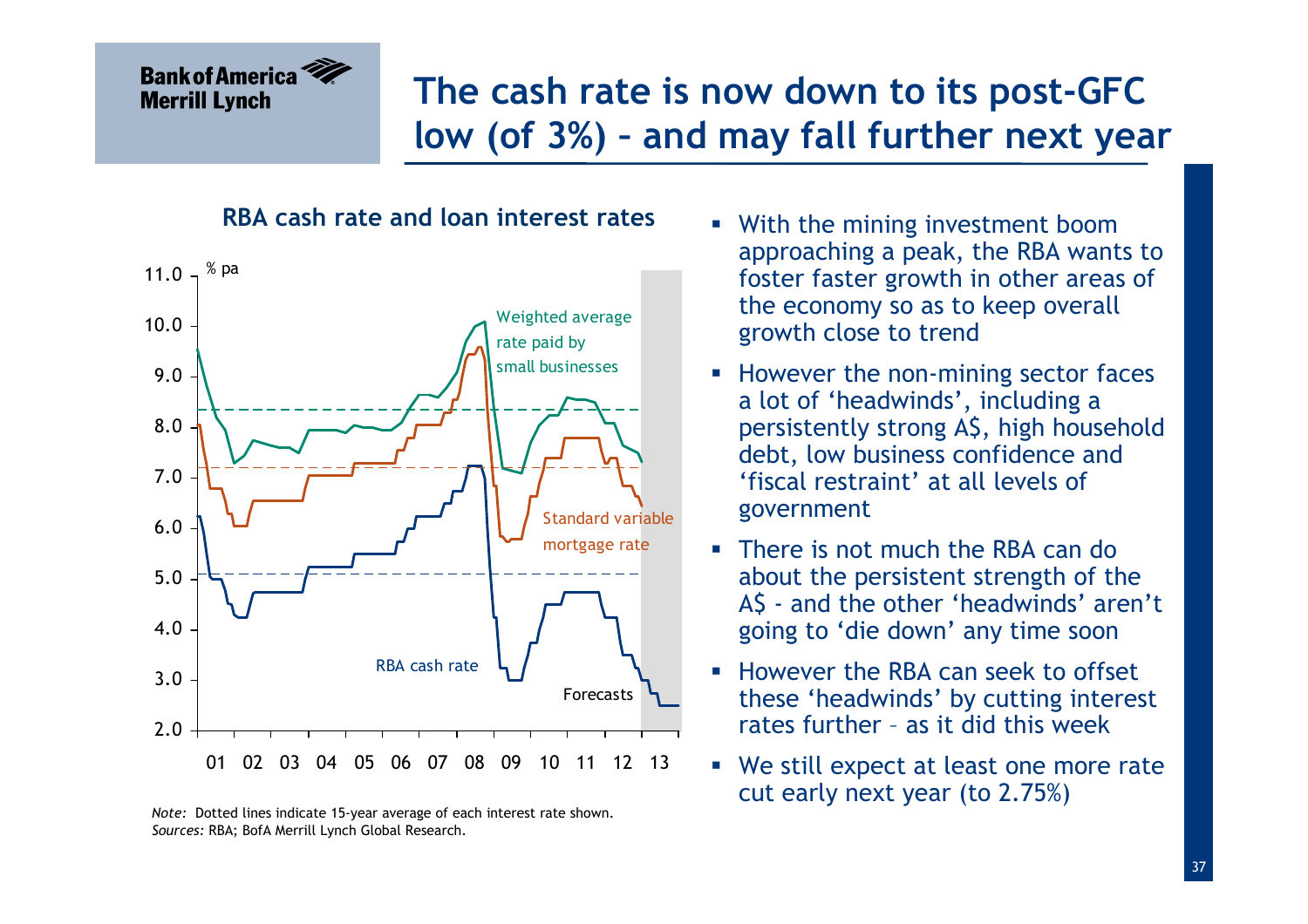# The cash rate is now down to its post-GFC low (of 3%) – and may fall further next year

**RBA cash rate and loan interest rates**

% pa

11.0, 10.0, 9.0, 8.0, 7.0, 6.0, 5.0, 4.0, 3.0, 2.0

01 02 03 04 05 06 07 08 09 10 11 12 13

Weighted average rate paid by small businesses

Standard variable mortgage rate

RBA cash rate

Forecasts

*Note:* Dotted lines indicate 15-year average of each interest rate shown.
*Sources:* RBA; BofA Merrill Lynch Global Research.

- With the mining investment boom approaching a peak, the RBA wants to foster faster growth in other areas of the economy so as to keep overall growth close to trend
- However the non-mining sector faces a lot of 'headwinds', including a persistently strong A$, high household debt, low business confidence and 'fiscal restraint' at all levels of government
- There is not much the RBA can do about the persistent strength of the A$ - and the other 'headwinds' aren't going to 'die down' any time soon
- However the RBA can seek to offset these 'headwinds' by cutting interest rates further – as it did this week
- We still expect at least one more rate cut early next year (to 2.75%)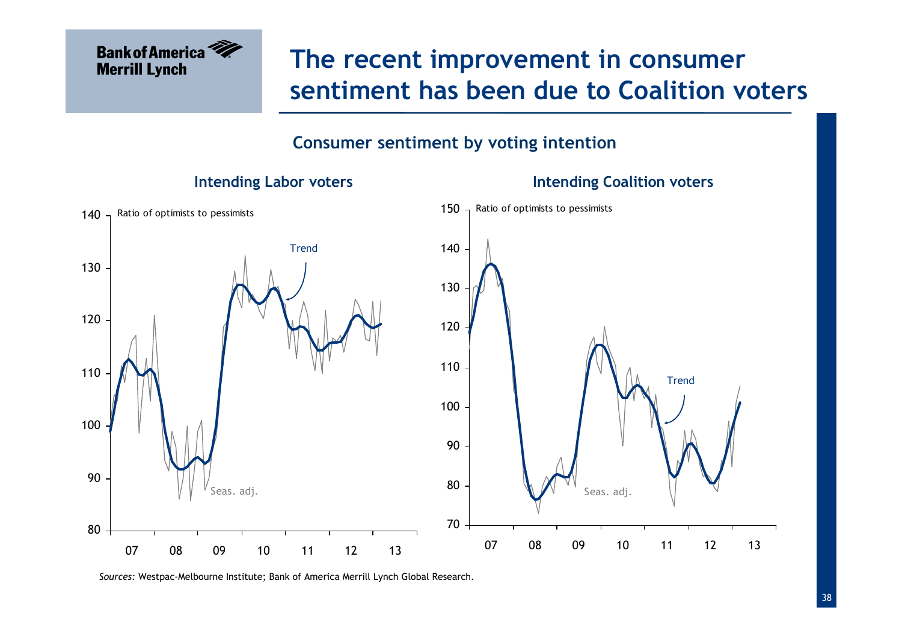# The recent improvement in consumer sentiment has been due to Coalition voters

## Consumer sentiment by voting intention

### Intending Labor voters

Ratio of optimists to pessimists

Trend

Seas. adj.

### Intending Coalition voters

Ratio of optimists to pessimists

Trend

Seas. adj.

*Sources:* Westpac-Melbourne Institute; Bank of America Merrill Lynch Global Research.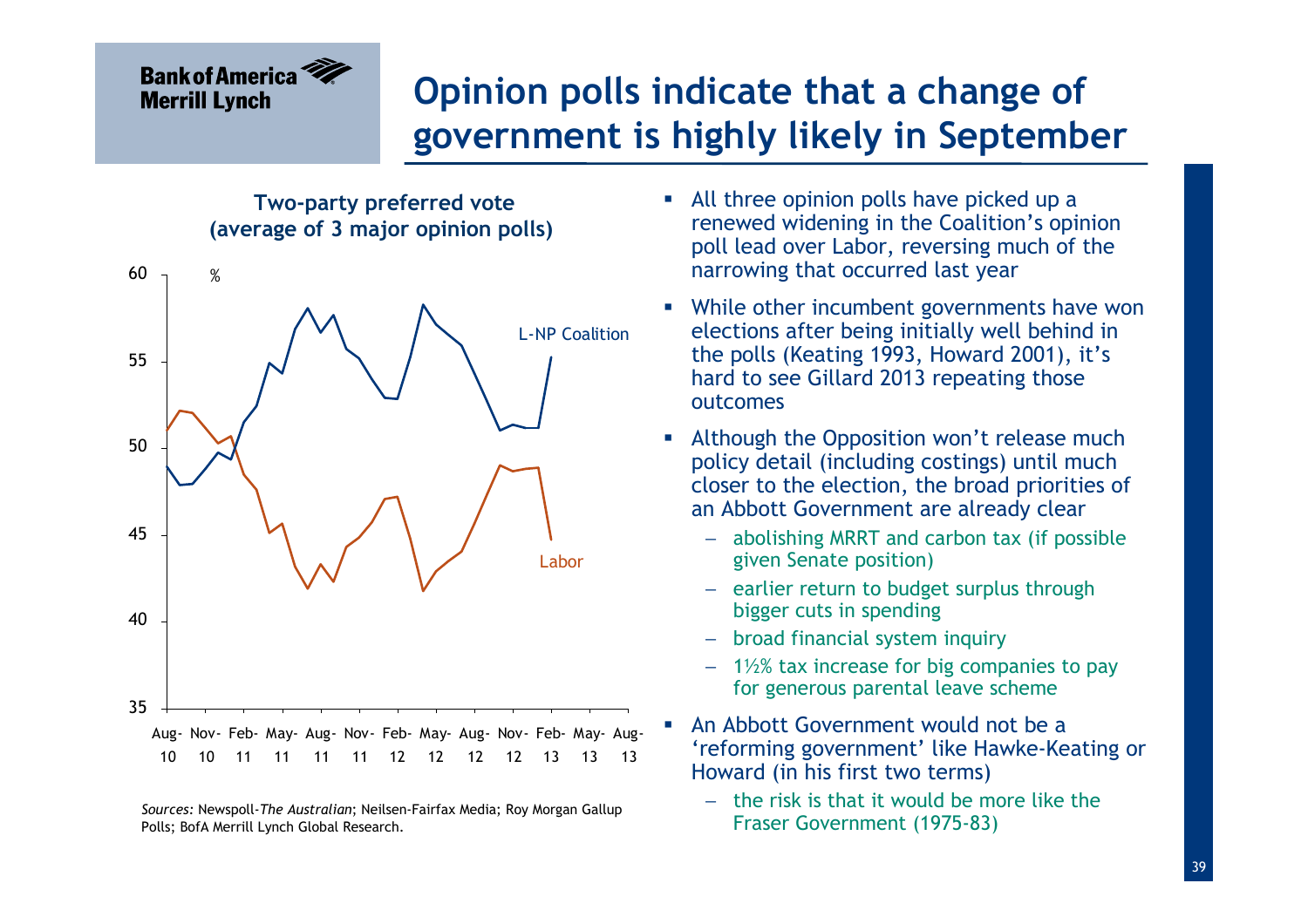# Opinion polls indicate that a change of government is highly likely in September

**Two-party preferred vote (average of 3 major opinion polls)**

*Sources:* Newspoll-*The Australian*; Neilsen-Fairfax Media; Roy Morgan Gallup Polls; BofA Merrill Lynch Global Research.

- All three opinion polls have picked up a renewed widening in the Coalition's opinion poll lead over Labor, reversing much of the narrowing that occurred last year
- While other incumbent governments have won elections after being initially well behind in the polls (Keating 1993, Howard 2001), it's hard to see Gillard 2013 repeating those outcomes
- Although the Opposition won't release much policy detail (including costings) until much closer to the election, the broad priorities of an Abbott Government are already clear
  - abolishing MRRT and carbon tax (if possible given Senate position)
  - earlier return to budget surplus through bigger cuts in spending
  - broad financial system inquiry
  - 1½% tax increase for big companies to pay for generous parental leave scheme
- An Abbott Government would not be a 'reforming government' like Hawke-Keating or Howard (in his first two terms)
  - the risk is that it would be more like the Fraser Government (1975-83)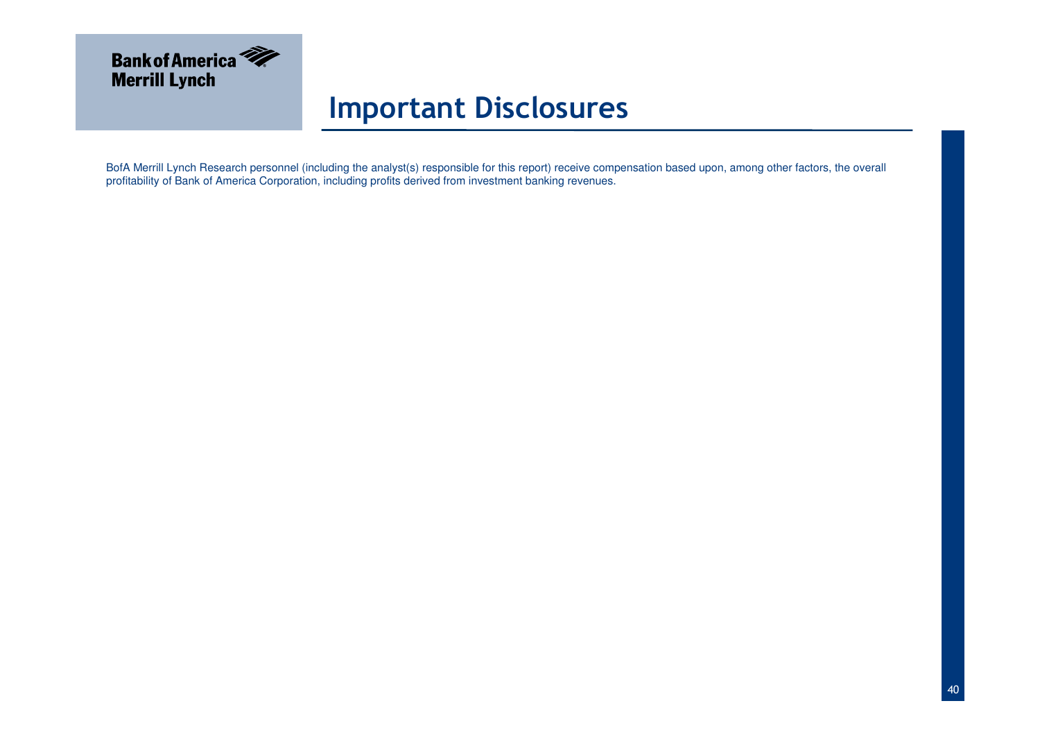# Important Disclosures

BofA Merrill Lynch Research personnel (including the analyst(s) responsible for this report) receive compensation based upon, among other factors, the overall profitability of Bank of America Corporation, including profits derived from investment banking revenues.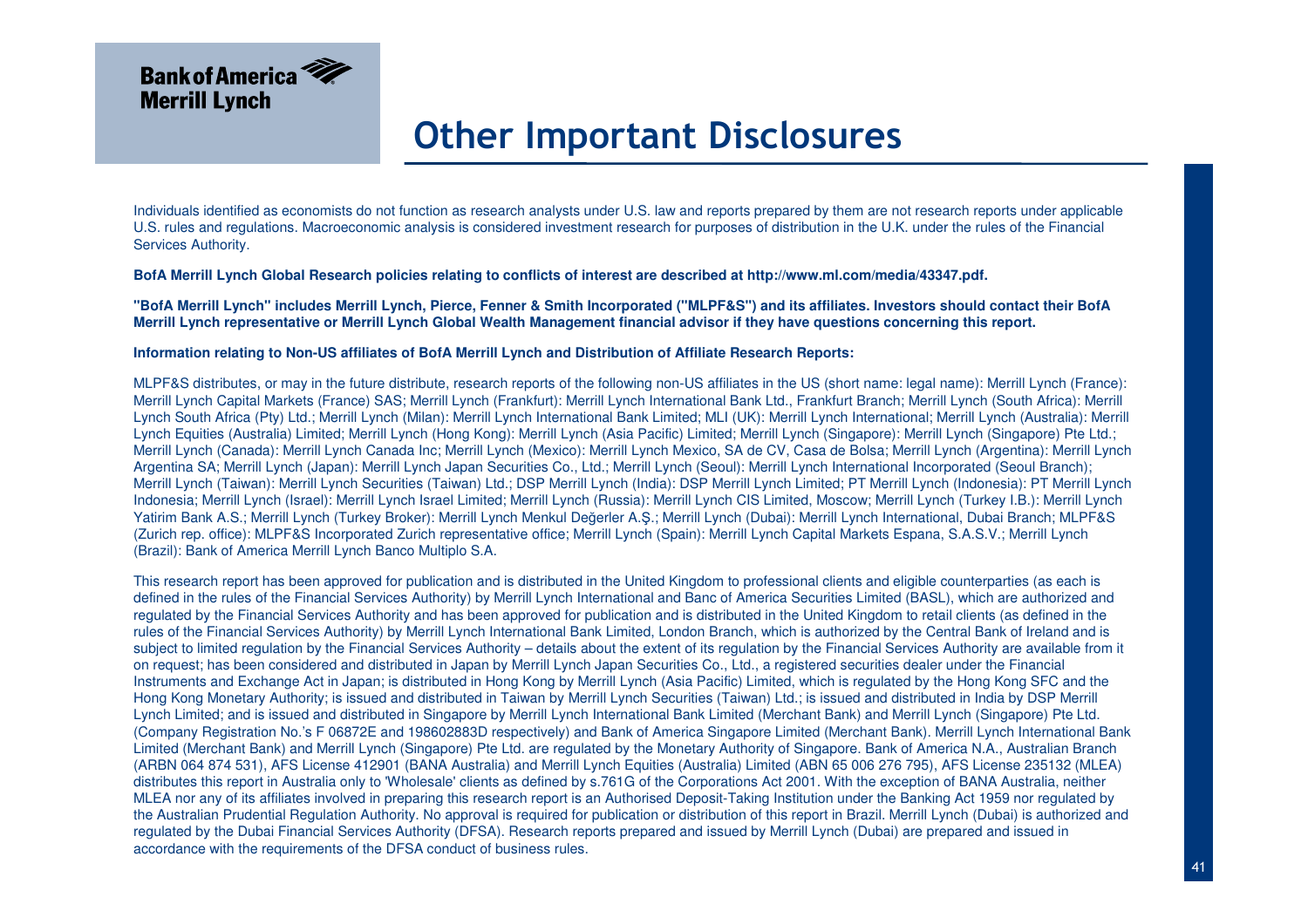# Other Important Disclosures

Individuals identified as economists do not function as research analysts under U.S. law and reports prepared by them are not research reports under applicable U.S. rules and regulations. Macroeconomic analysis is considered investment research for purposes of distribution in the U.K. under the rules of the Financial Services Authority.

**BofA Merrill Lynch Global Research policies relating to conflicts of interest are described at http://www.ml.com/media/43347.pdf.**

**"BofA Merrill Lynch" includes Merrill Lynch, Pierce, Fenner & Smith Incorporated ("MLPF&S") and its affiliates. Investors should contact their BofA Merrill Lynch representative or Merrill Lynch Global Wealth Management financial advisor if they have questions concerning this report.**

**Information relating to Non-US affiliates of BofA Merrill Lynch and Distribution of Affiliate Research Reports:**

MLPF&S distributes, or may in the future distribute, research reports of the following non-US affiliates in the US (short name: legal name): Merrill Lynch (France): Merrill Lynch Capital Markets (France) SAS; Merrill Lynch (Frankfurt): Merrill Lynch International Bank Ltd., Frankfurt Branch; Merrill Lynch (South Africa): Merrill Lynch South Africa (Pty) Ltd.; Merrill Lynch (Milan): Merrill Lynch International Bank Limited; MLI (UK): Merrill Lynch International; Merrill Lynch (Australia): Merrill Lynch Equities (Australia) Limited; Merrill Lynch (Hong Kong): Merrill Lynch (Asia Pacific) Limited; Merrill Lynch (Singapore): Merrill Lynch (Singapore) Pte Ltd.; Merrill Lynch (Canada): Merrill Lynch Canada Inc; Merrill Lynch (Mexico): Merrill Lynch Mexico, SA de CV, Casa de Bolsa; Merrill Lynch (Argentina): Merrill Lynch Argentina SA; Merrill Lynch (Japan): Merrill Lynch Japan Securities Co., Ltd.; Merrill Lynch (Seoul): Merrill Lynch International Incorporated (Seoul Branch); Merrill Lynch (Taiwan): Merrill Lynch Securities (Taiwan) Ltd.; DSP Merrill Lynch (India): DSP Merrill Lynch Limited; PT Merrill Lynch (Indonesia): PT Merrill Lynch Indonesia; Merrill Lynch (Israel): Merrill Lynch Israel Limited; Merrill Lynch (Russia): Merrill Lynch CIS Limited, Moscow; Merrill Lynch (Turkey I.B.): Merrill Lynch Yatirim Bank A.S.; Merrill Lynch (Turkey Broker): Merrill Lynch Menkul Değerler A.Ş.; Merrill Lynch (Dubai): Merrill Lynch International, Dubai Branch; MLPF&S (Zurich rep. office): MLPF&S Incorporated Zurich representative office; Merrill Lynch (Spain): Merrill Lynch Capital Markets Espana, S.A.S.V.; Merrill Lynch (Brazil): Bank of America Merrill Lynch Banco Multiplo S.A.

This research report has been approved for publication and is distributed in the United Kingdom to professional clients and eligible counterparties (as each is defined in the rules of the Financial Services Authority) by Merrill Lynch International and Banc of America Securities Limited (BASL), which are authorized and regulated by the Financial Services Authority and has been approved for publication and is distributed in the United Kingdom to retail clients (as defined in the rules of the Financial Services Authority) by Merrill Lynch International Bank Limited, London Branch, which is authorized by the Central Bank of Ireland and is subject to limited regulation by the Financial Services Authority – details about the extent of its regulation by the Financial Services Authority are available from it on request; has been considered and distributed in Japan by Merrill Lynch Japan Securities Co., Ltd., a registered securities dealer under the Financial Instruments and Exchange Act in Japan; is distributed in Hong Kong by Merrill Lynch (Asia Pacific) Limited, which is regulated by the Hong Kong SFC and the Hong Kong Monetary Authority; is issued and distributed in Taiwan by Merrill Lynch Securities (Taiwan) Ltd.; is issued and distributed in India by DSP Merrill Lynch Limited; and is issued and distributed in Singapore by Merrill Lynch International Bank Limited (Merchant Bank) and Merrill Lynch (Singapore) Pte Ltd. (Company Registration No.'s F 06872E and 198602883D respectively) and Bank of America Singapore Limited (Merchant Bank). Merrill Lynch International Bank Limited (Merchant Bank) and Merrill Lynch (Singapore) Pte Ltd. are regulated by the Monetary Authority of Singapore. Bank of America N.A., Australian Branch (ARBN 064 874 531), AFS License 412901 (BANA Australia) and Merrill Lynch Equities (Australia) Limited (ABN 65 006 276 795), AFS License 235132 (MLEA) distributes this report in Australia only to 'Wholesale' clients as defined by s.761G of the Corporations Act 2001. With the exception of BANA Australia, neither MLEA nor any of its affiliates involved in preparing this research report is an Authorised Deposit-Taking Institution under the Banking Act 1959 nor regulated by the Australian Prudential Regulation Authority. No approval is required for publication or distribution of this report in Brazil. Merrill Lynch (Dubai) is authorized and regulated by the Dubai Financial Services Authority (DFSA). Research reports prepared and issued by Merrill Lynch (Dubai) are prepared and issued in accordance with the requirements of the DFSA conduct of business rules.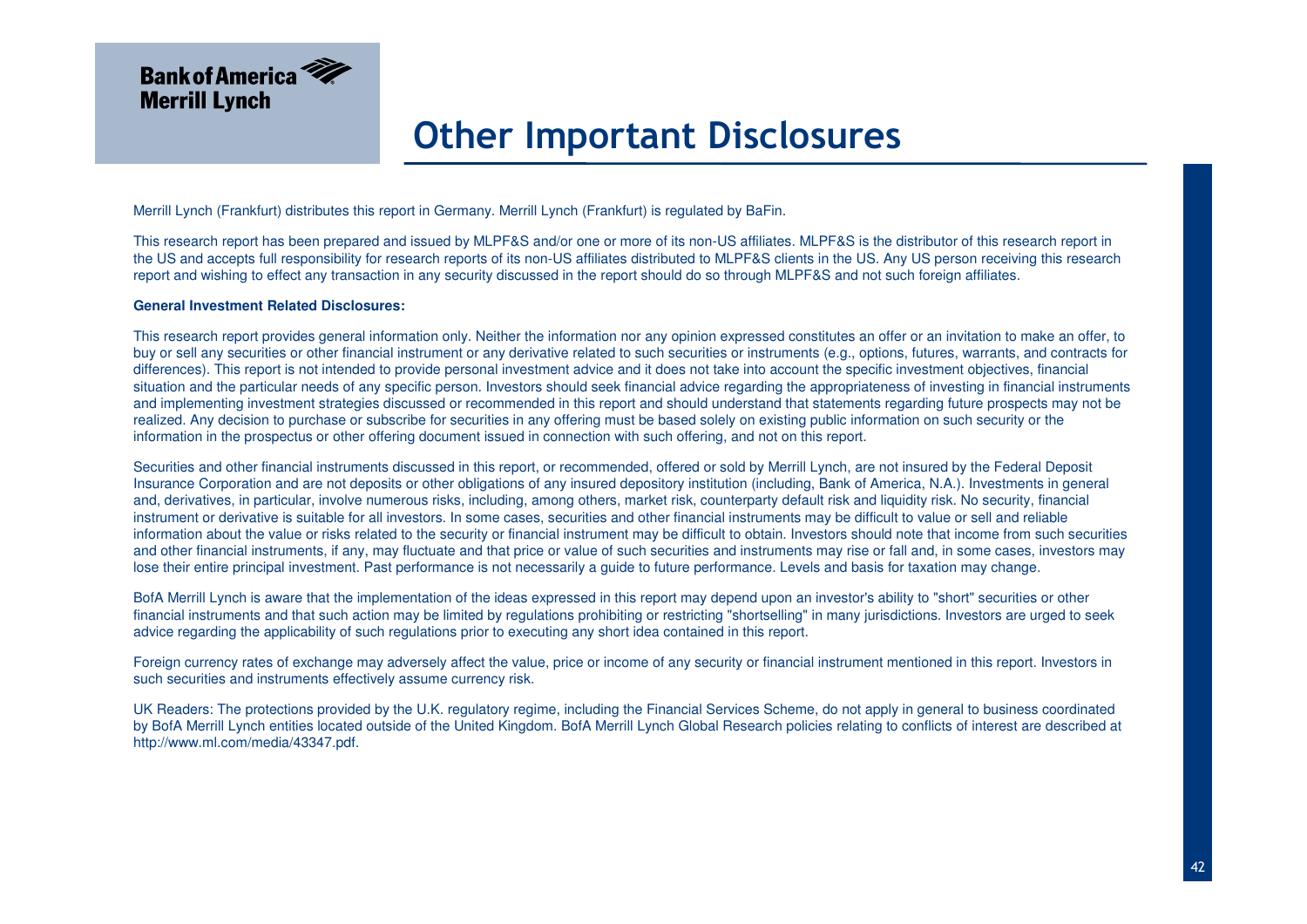# Other Important Disclosures

Merrill Lynch (Frankfurt) distributes this report in Germany. Merrill Lynch (Frankfurt) is regulated by BaFin.

This research report has been prepared and issued by MLPF&S and/or one or more of its non-US affiliates. MLPF&S is the distributor of this research report in the US and accepts full responsibility for research reports of its non-US affiliates distributed to MLPF&S clients in the US. Any US person receiving this research report and wishing to effect any transaction in any security discussed in the report should do so through MLPF&S and not such foreign affiliates.

**General Investment Related Disclosures:**

This research report provides general information only. Neither the information nor any opinion expressed constitutes an offer or an invitation to make an offer, to buy or sell any securities or other financial instrument or any derivative related to such securities or instruments (e.g., options, futures, warrants, and contracts for differences). This report is not intended to provide personal investment advice and it does not take into account the specific investment objectives, financial situation and the particular needs of any specific person. Investors should seek financial advice regarding the appropriateness of investing in financial instruments and implementing investment strategies discussed or recommended in this report and should understand that statements regarding future prospects may not be realized. Any decision to purchase or subscribe for securities in any offering must be based solely on existing public information on such security or the information in the prospectus or other offering document issued in connection with such offering, and not on this report.

Securities and other financial instruments discussed in this report, or recommended, offered or sold by Merrill Lynch, are not insured by the Federal Deposit Insurance Corporation and are not deposits or other obligations of any insured depository institution (including, Bank of America, N.A.). Investments in general and, derivatives, in particular, involve numerous risks, including, among others, market risk, counterparty default risk and liquidity risk. No security, financial instrument or derivative is suitable for all investors. In some cases, securities and other financial instruments may be difficult to value or sell and reliable information about the value or risks related to the security or financial instrument may be difficult to obtain. Investors should note that income from such securities and other financial instruments, if any, may fluctuate and that price or value of such securities and instruments may rise or fall and, in some cases, investors may lose their entire principal investment. Past performance is not necessarily a guide to future performance. Levels and basis for taxation may change.

BofA Merrill Lynch is aware that the implementation of the ideas expressed in this report may depend upon an investor's ability to "short" securities or other financial instruments and that such action may be limited by regulations prohibiting or restricting "shortselling" in many jurisdictions. Investors are urged to seek advice regarding the applicability of such regulations prior to executing any short idea contained in this report.

Foreign currency rates of exchange may adversely affect the value, price or income of any security or financial instrument mentioned in this report. Investors in such securities and instruments effectively assume currency risk.

UK Readers: The protections provided by the U.K. regulatory regime, including the Financial Services Scheme, do not apply in general to business coordinated by BofA Merrill Lynch entities located outside of the United Kingdom. BofA Merrill Lynch Global Research policies relating to conflicts of interest are described at http://www.ml.com/media/43347.pdf.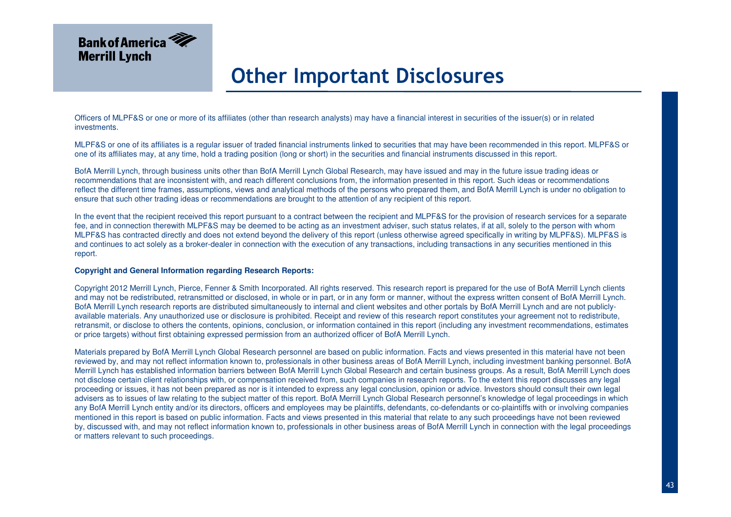# Other Important Disclosures

Officers of MLPF&S or one or more of its affiliates (other than research analysts) may have a financial interest in securities of the issuer(s) or in related investments.

MLPF&S or one of its affiliates is a regular issuer of traded financial instruments linked to securities that may have been recommended in this report. MLPF&S or one of its affiliates may, at any time, hold a trading position (long or short) in the securities and financial instruments discussed in this report.

BofA Merrill Lynch, through business units other than BofA Merrill Lynch Global Research, may have issued and may in the future issue trading ideas or recommendations that are inconsistent with, and reach different conclusions from, the information presented in this report. Such ideas or recommendations reflect the different time frames, assumptions, views and analytical methods of the persons who prepared them, and BofA Merrill Lynch is under no obligation to ensure that such other trading ideas or recommendations are brought to the attention of any recipient of this report.

In the event that the recipient received this report pursuant to a contract between the recipient and MLPF&S for the provision of research services for a separate fee, and in connection therewith MLPF&S may be deemed to be acting as an investment adviser, such status relates, if at all, solely to the person with whom MLPF&S has contracted directly and does not extend beyond the delivery of this report (unless otherwise agreed specifically in writing by MLPF&S). MLPF&S is and continues to act solely as a broker-dealer in connection with the execution of any transactions, including transactions in any securities mentioned in this report.

**Copyright and General Information regarding Research Reports:**

Copyright 2012 Merrill Lynch, Pierce, Fenner & Smith Incorporated. All rights reserved. This research report is prepared for the use of BofA Merrill Lynch clients and may not be redistributed, retransmitted or disclosed, in whole or in part, or in any form or manner, without the express written consent of BofA Merrill Lynch. BofA Merrill Lynch research reports are distributed simultaneously to internal and client websites and other portals by BofA Merrill Lynch and are not publicly-available materials. Any unauthorized use or disclosure is prohibited. Receipt and review of this research report constitutes your agreement not to redistribute, retransmit, or disclose to others the contents, opinions, conclusion, or information contained in this report (including any investment recommendations, estimates or price targets) without first obtaining expressed permission from an authorized officer of BofA Merrill Lynch.

Materials prepared by BofA Merrill Lynch Global Research personnel are based on public information. Facts and views presented in this material have not been reviewed by, and may not reflect information known to, professionals in other business areas of BofA Merrill Lynch, including investment banking personnel. BofA Merrill Lynch has established information barriers between BofA Merrill Lynch Global Research and certain business groups. As a result, BofA Merrill Lynch does not disclose certain client relationships with, or compensation received from, such companies in research reports. To the extent this report discusses any legal proceeding or issues, it has not been prepared as nor is it intended to express any legal conclusion, opinion or advice. Investors should consult their own legal advisers as to issues of law relating to the subject matter of this report. BofA Merrill Lynch Global Research personnel's knowledge of legal proceedings in which any BofA Merrill Lynch entity and/or its directors, officers and employees may be plaintiffs, defendants, co-defendants or co-plaintiffs with or involving companies mentioned in this report is based on public information. Facts and views presented in this material that relate to any such proceedings have not been reviewed by, discussed with, and may not reflect information known to, professionals in other business areas of BofA Merrill Lynch in connection with the legal proceedings or matters relevant to such proceedings.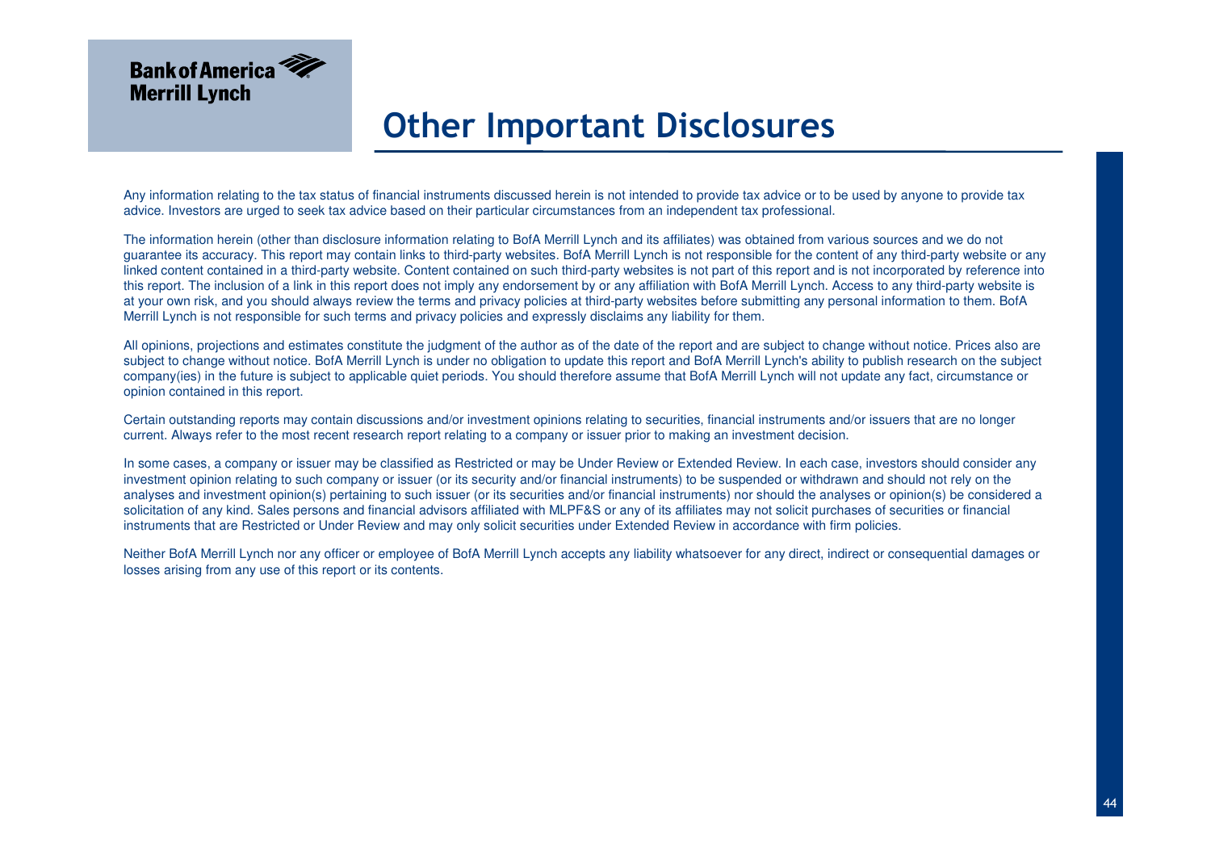# Other Important Disclosures

Any information relating to the tax status of financial instruments discussed herein is not intended to provide tax advice or to be used by anyone to provide tax advice. Investors are urged to seek tax advice based on their particular circumstances from an independent tax professional.

The information herein (other than disclosure information relating to BofA Merrill Lynch and its affiliates) was obtained from various sources and we do not guarantee its accuracy. This report may contain links to third-party websites. BofA Merrill Lynch is not responsible for the content of any third-party website or any linked content contained in a third-party website. Content contained on such third-party websites is not part of this report and is not incorporated by reference into this report. The inclusion of a link in this report does not imply any endorsement by or any affiliation with BofA Merrill Lynch. Access to any third-party website is at your own risk, and you should always review the terms and privacy policies at third-party websites before submitting any personal information to them. BofA Merrill Lynch is not responsible for such terms and privacy policies and expressly disclaims any liability for them.

All opinions, projections and estimates constitute the judgment of the author as of the date of the report and are subject to change without notice. Prices also are subject to change without notice. BofA Merrill Lynch is under no obligation to update this report and BofA Merrill Lynch's ability to publish research on the subject company(ies) in the future is subject to applicable quiet periods. You should therefore assume that BofA Merrill Lynch will not update any fact, circumstance or opinion contained in this report.

Certain outstanding reports may contain discussions and/or investment opinions relating to securities, financial instruments and/or issuers that are no longer current. Always refer to the most recent research report relating to a company or issuer prior to making an investment decision.

In some cases, a company or issuer may be classified as Restricted or may be Under Review or Extended Review. In each case, investors should consider any investment opinion relating to such company or issuer (or its security and/or financial instruments) to be suspended or withdrawn and should not rely on the analyses and investment opinion(s) pertaining to such issuer (or its securities and/or financial instruments) nor should the analyses or opinion(s) be considered a solicitation of any kind. Sales persons and financial advisors affiliated with MLPF&S or any of its affiliates may not solicit purchases of securities or financial instruments that are Restricted or Under Review and may only solicit securities under Extended Review in accordance with firm policies.

Neither BofA Merrill Lynch nor any officer or employee of BofA Merrill Lynch accepts any liability whatsoever for any direct, indirect or consequential damages or losses arising from any use of this report or its contents.